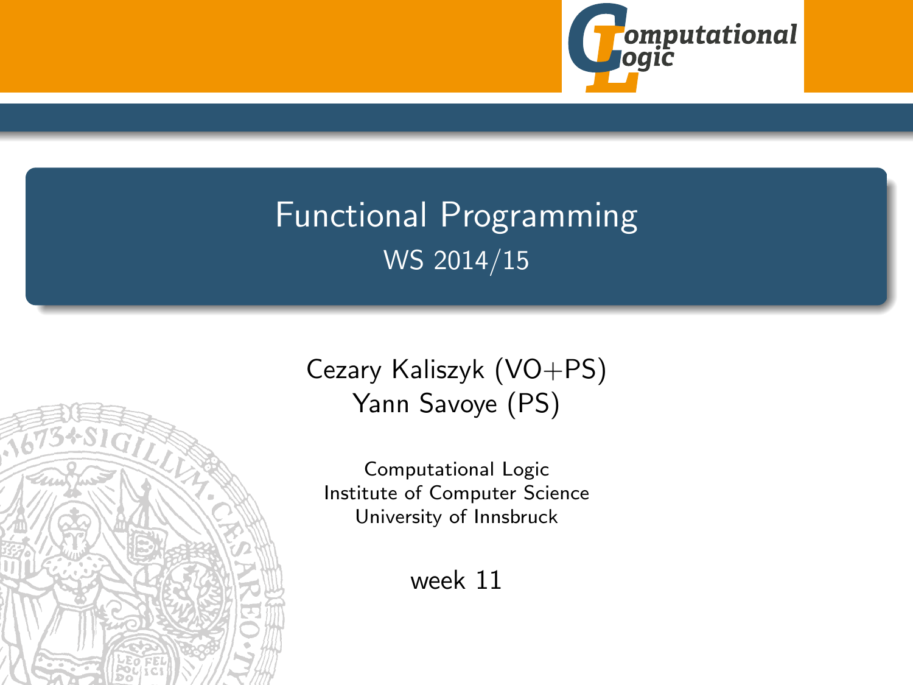# Functional Programming

## WS 2014/15

Cezary Kaliszyk (VO+PS)
Yann Savoye (PS)

Computational Logic
Institute of Computer Science
University of Innsbruck

week 11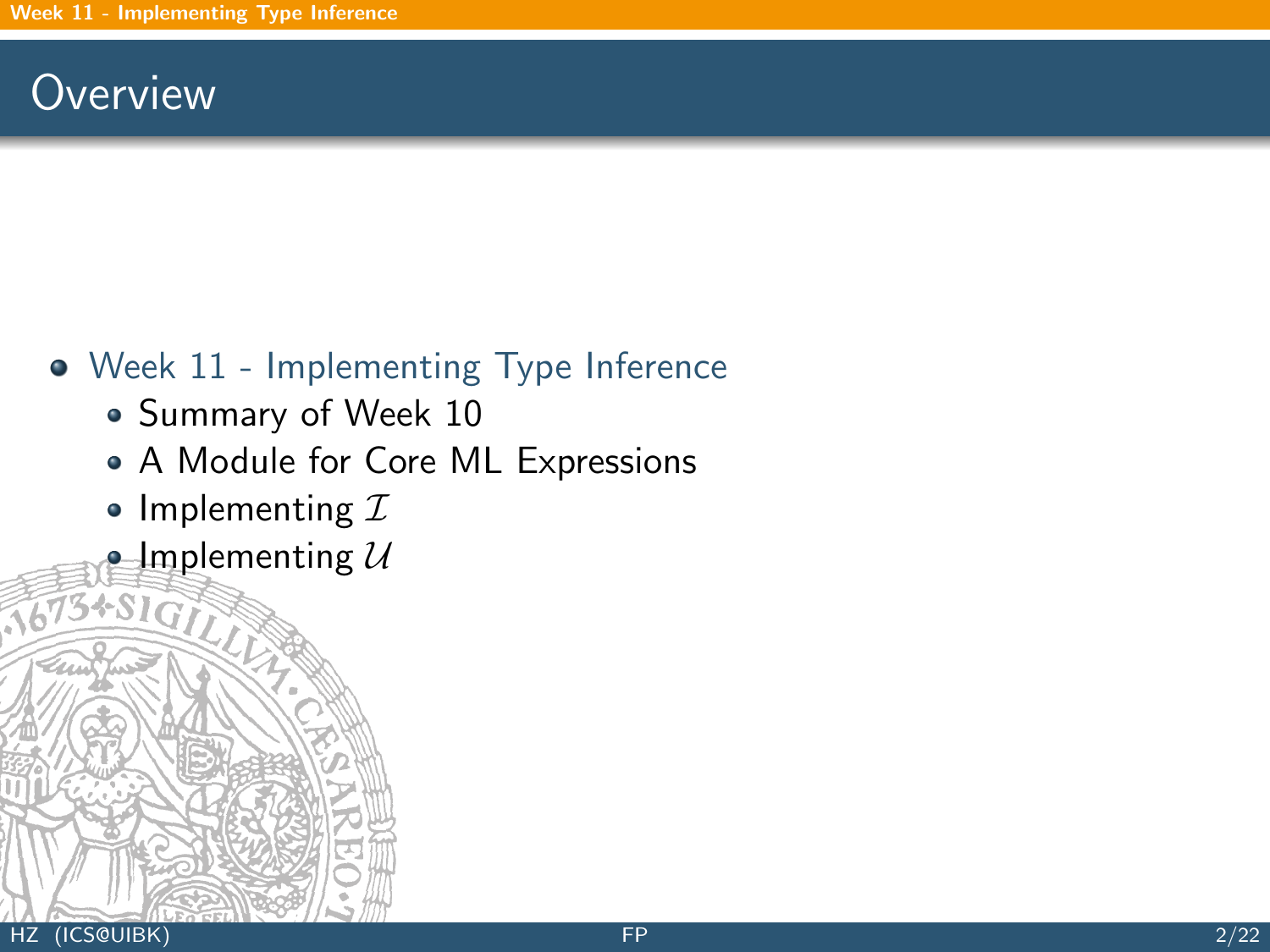# Overview

- Week 11 - Implementing Type Inference
  - Summary of Week 10
  - A Module for Core ML Expressions
  - Implementing $\mathcal{I}$
  - Implementing $\mathcal{U}$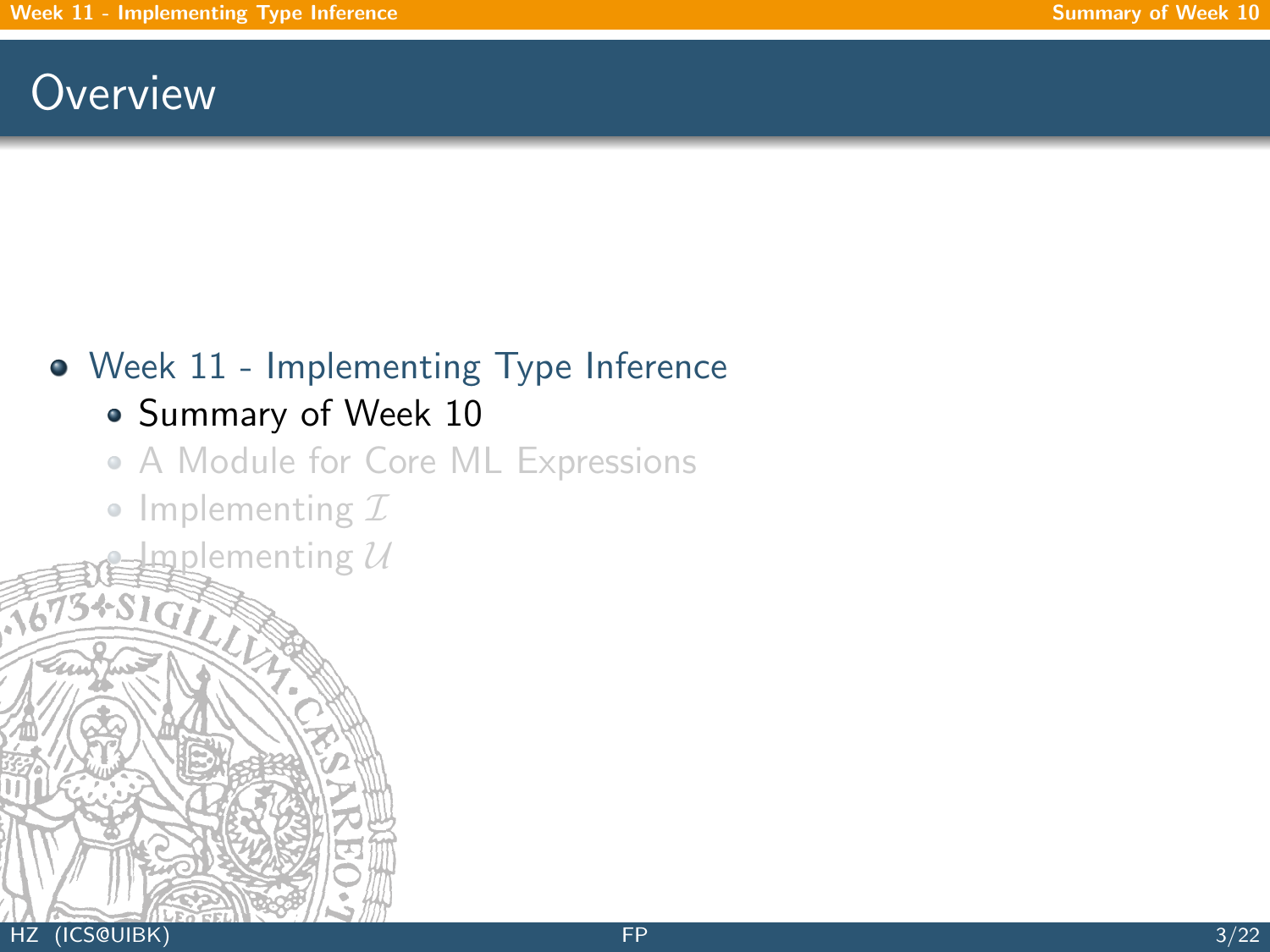# Overview

- Week 11 - Implementing Type Inference
  - Summary of Week 10
  - A Module for Core ML Expressions
  - Implementing $\mathcal{I}$
  - Implementing $\mathcal{U}$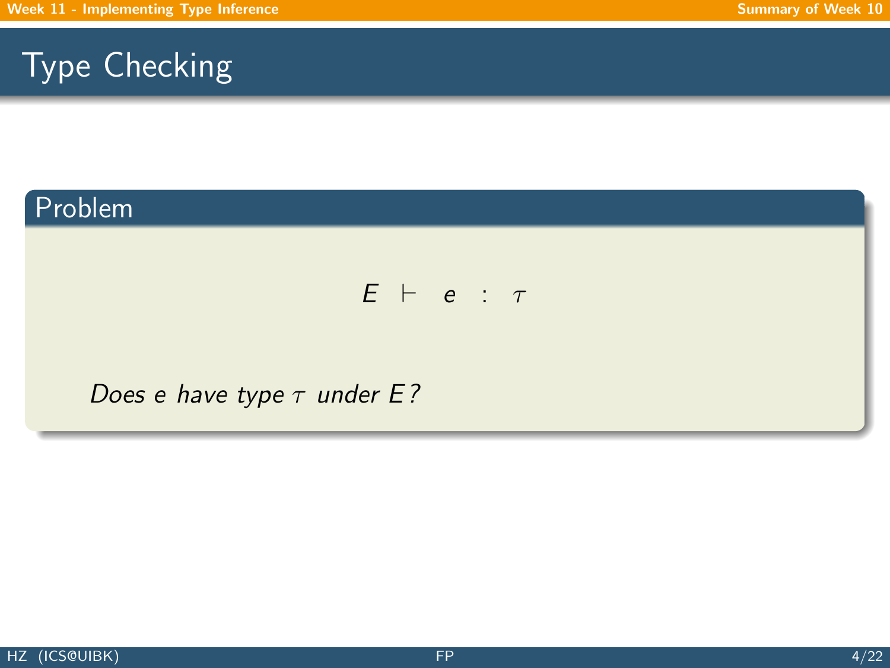# Type Checking

## Problem

$$E \vdash e : \tau$$

*Does $e$ have type $\tau$ under $E$?*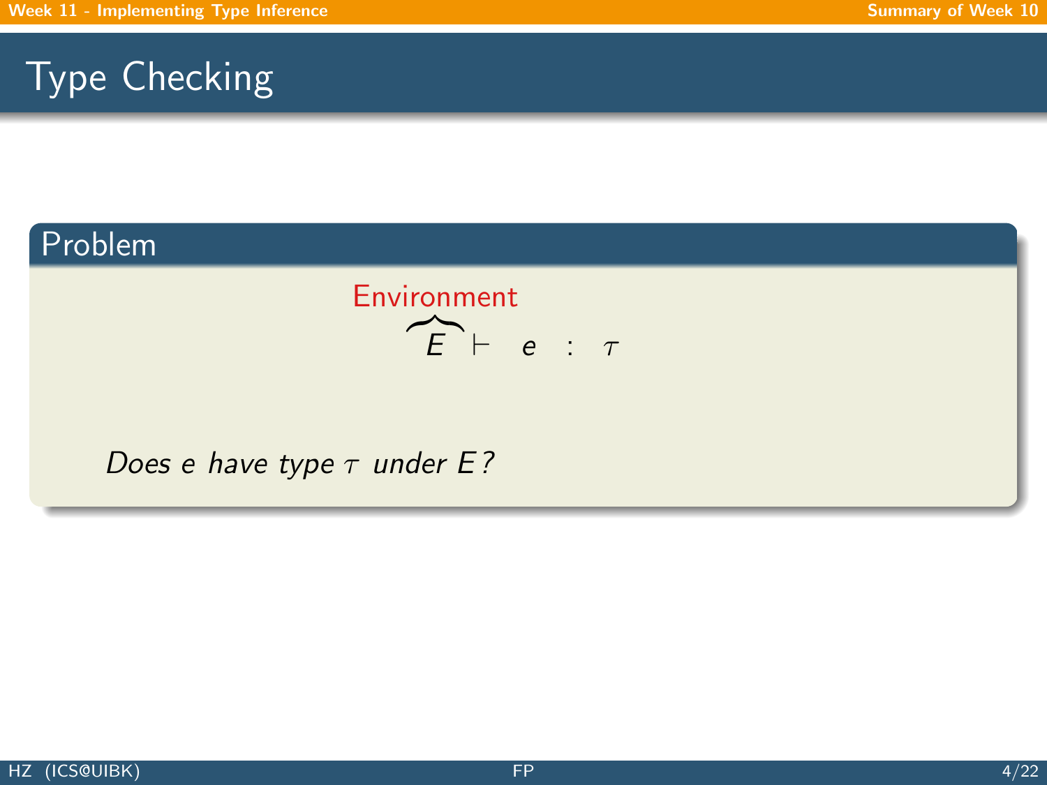# Type Checking

## Problem

$$\overbrace{E}^{\text{Environment}} \vdash e : \tau$$

*Does $e$ have type $\tau$ under $E$?*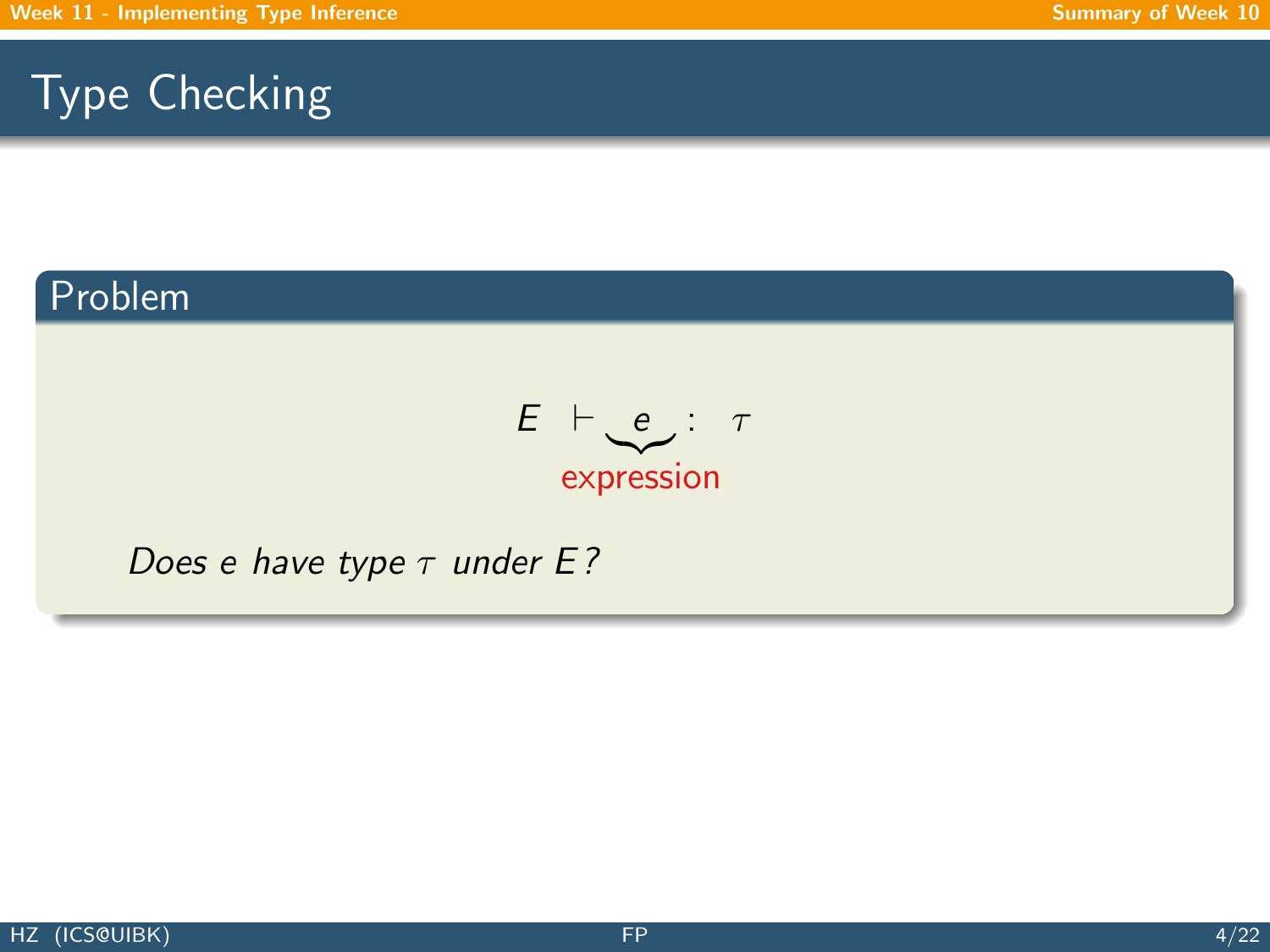# Type Checking

## Problem

$$E \vdash \underbrace{e}_{\text{expression}} : \tau$$

*Does $e$ have type $\tau$ under $E$?*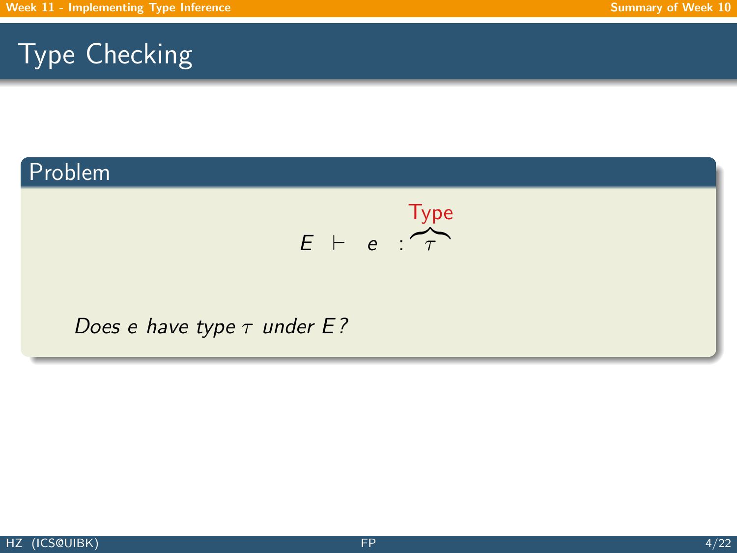# Type Checking

## Problem

$$E \vdash e : \overbrace{\tau}^{\text{Type}}$$

*Does $e$ have type $\tau$ under $E$?*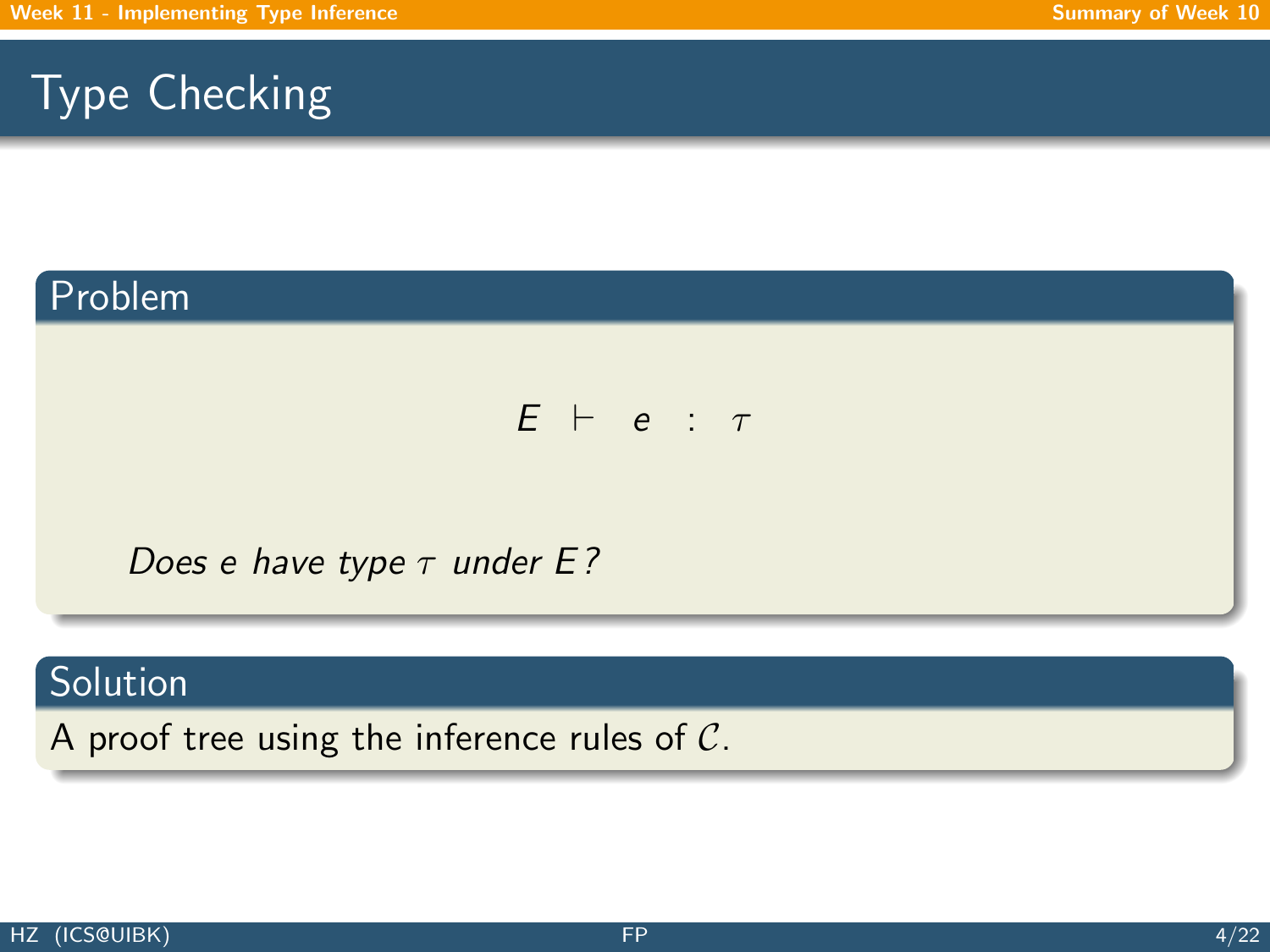# Type Checking

## Problem

$$E \vdash e : \tau$$

*Does $e$ have type $\tau$ under $E$?*

## Solution

A proof tree using the inference rules of $\mathcal{C}$.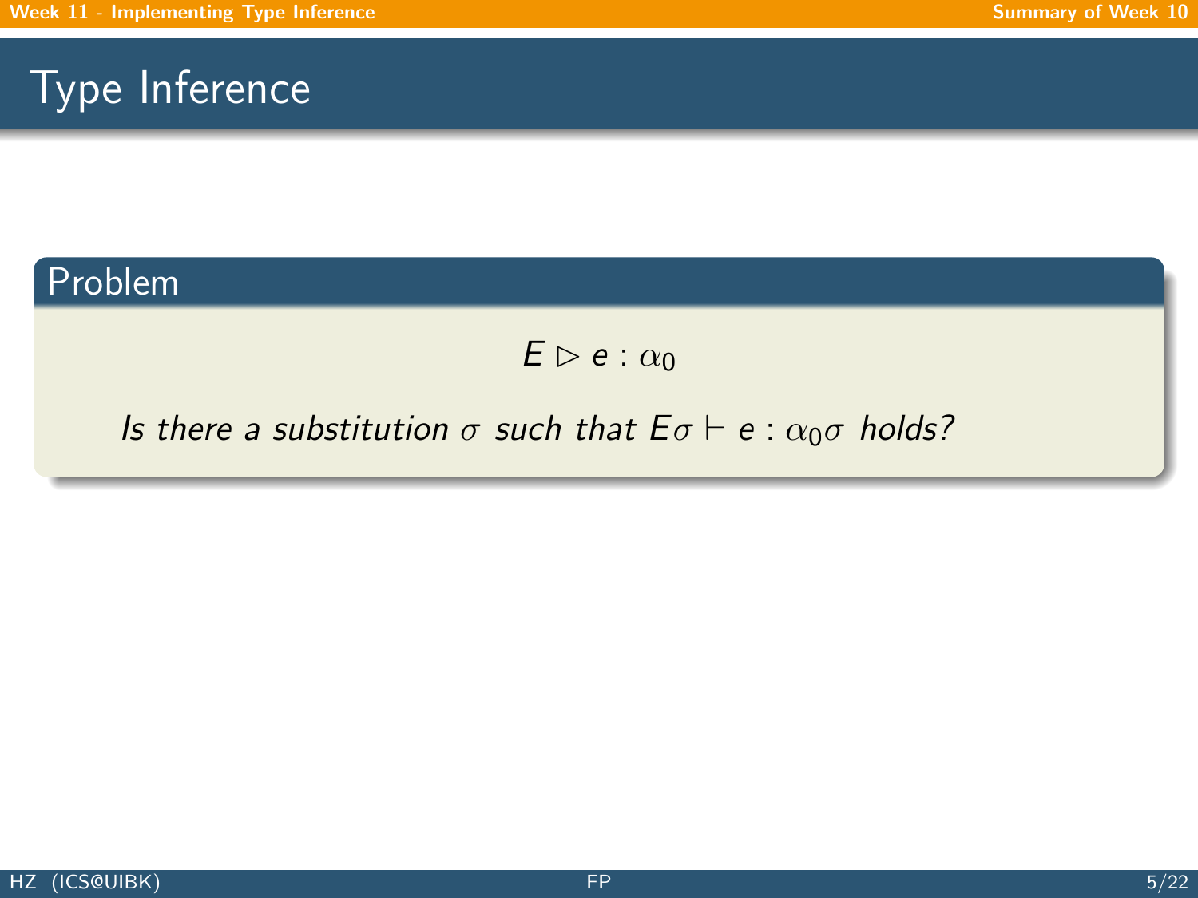# Type Inference

## Problem

$$E \triangleright e : \alpha_0$$

*Is there a substitution $\sigma$ such that $E\sigma \vdash e : \alpha_0\sigma$ holds?*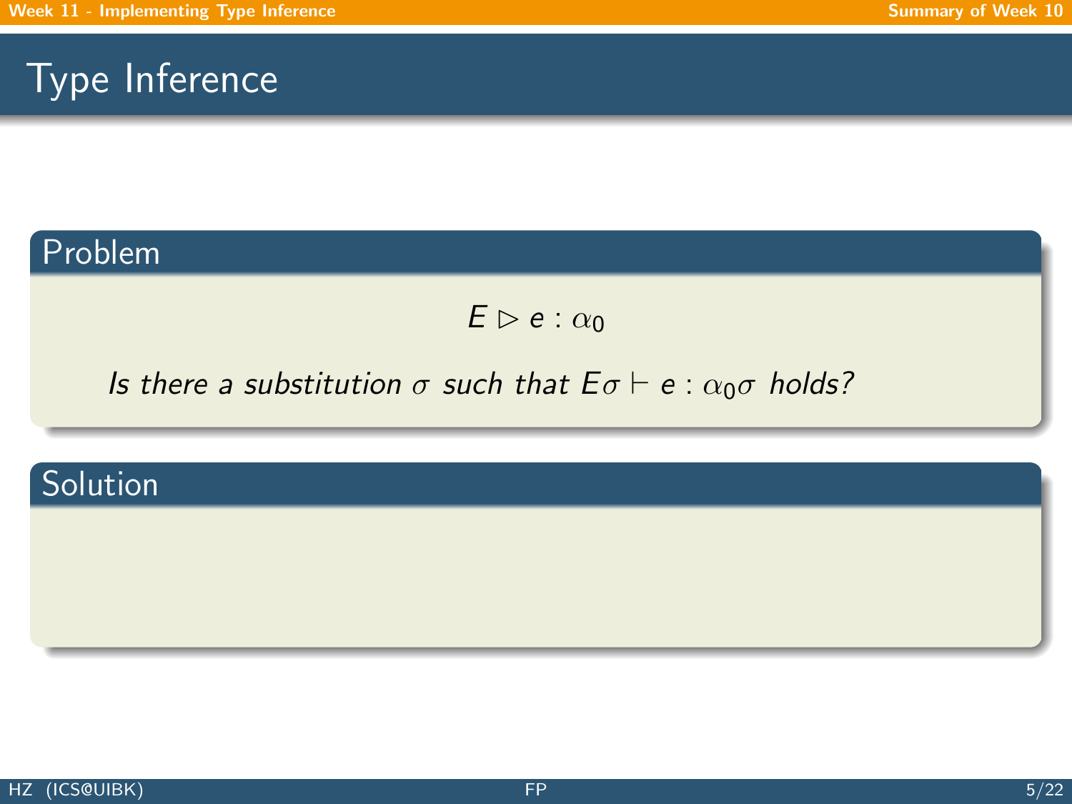# Type Inference

## Problem

$$E \rhd e : \alpha_0$$

*Is there a substitution $\sigma$ such that $E\sigma \vdash e : \alpha_0\sigma$ holds?*

## Solution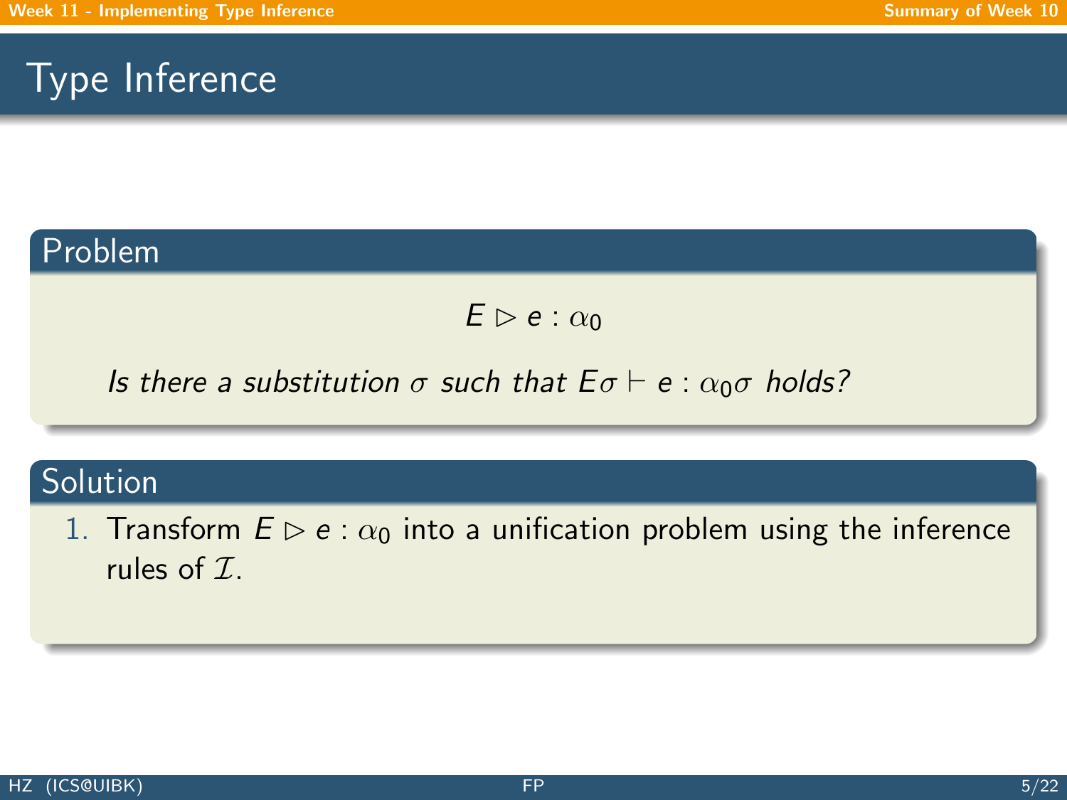# Type Inference

## Problem

$$E \rhd e : \alpha_0$$

*Is there a substitution $\sigma$ such that $E\sigma \vdash e : \alpha_0\sigma$ holds?*

## Solution

1. Transform $E \rhd e : \alpha_0$ into a unification problem using the inference rules of $\mathcal{I}$.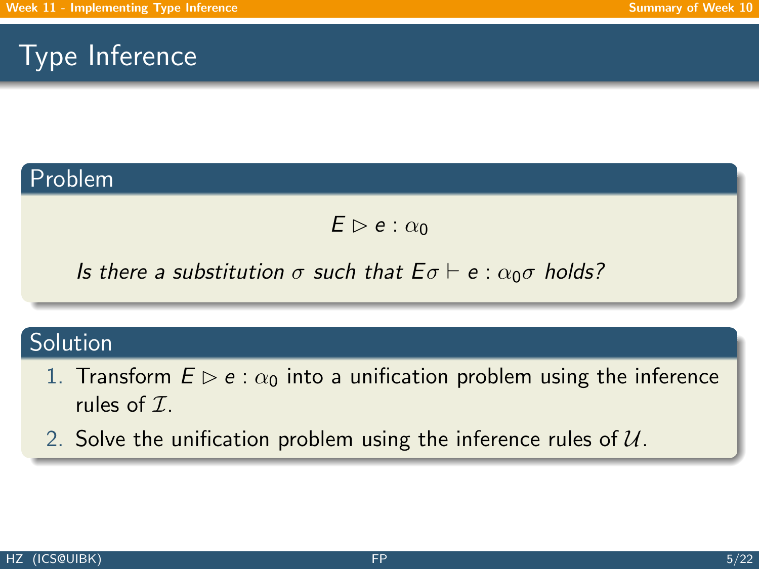# Type Inference

## Problem

$$E \rhd e : \alpha_0$$

*Is there a substitution $\sigma$ such that $E\sigma \vdash e : \alpha_0\sigma$ holds?*

## Solution

1. Transform $E \rhd e : \alpha_0$ into a unification problem using the inference rules of $\mathcal{I}$.
2. Solve the unification problem using the inference rules of $\mathcal{U}$.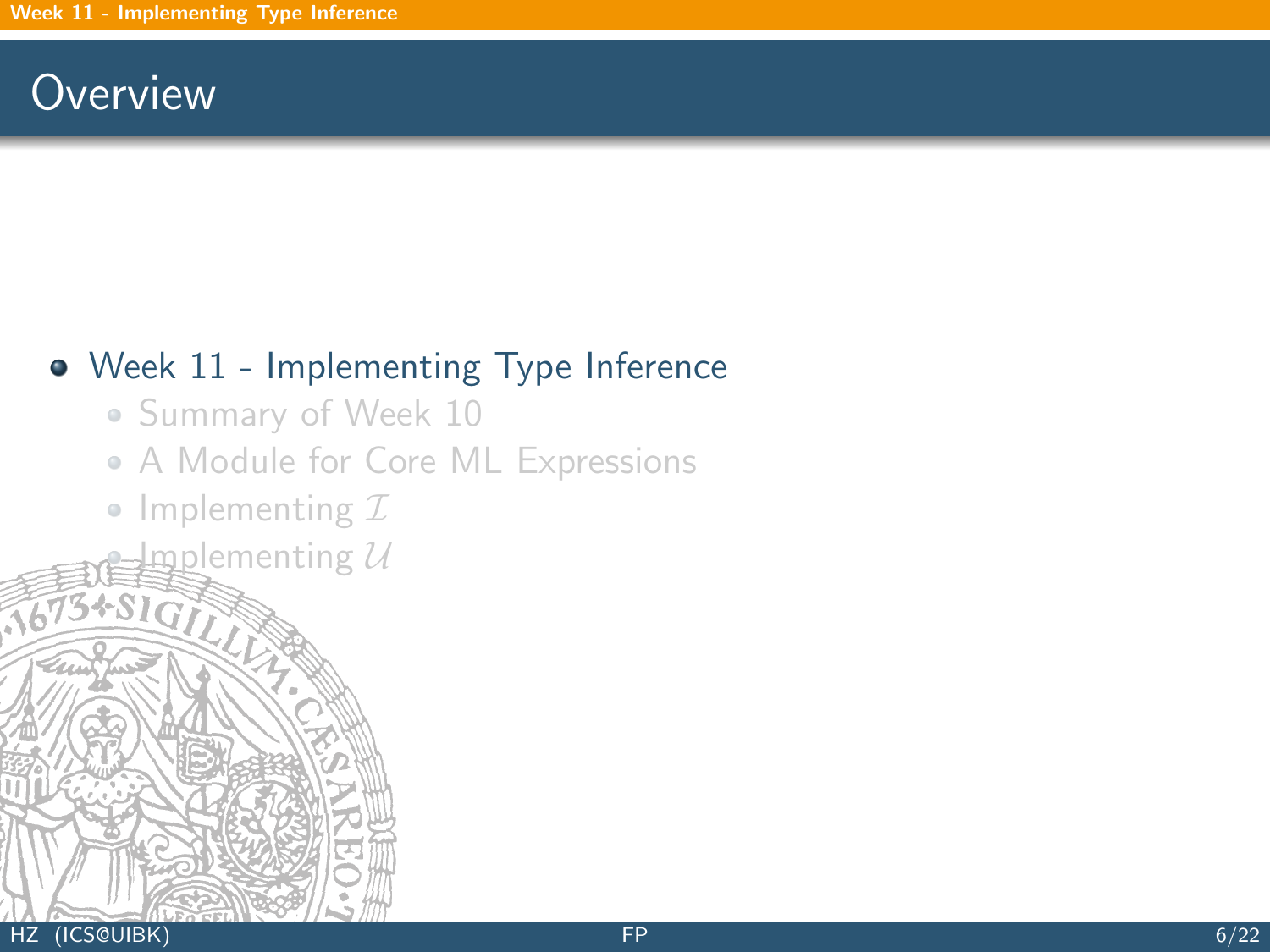# Overview

- Week 11 - Implementing Type Inference
  - Summary of Week 10
  - A Module for Core ML Expressions
  - Implementing $\mathcal{I}$
  - Implementing $\mathcal{U}$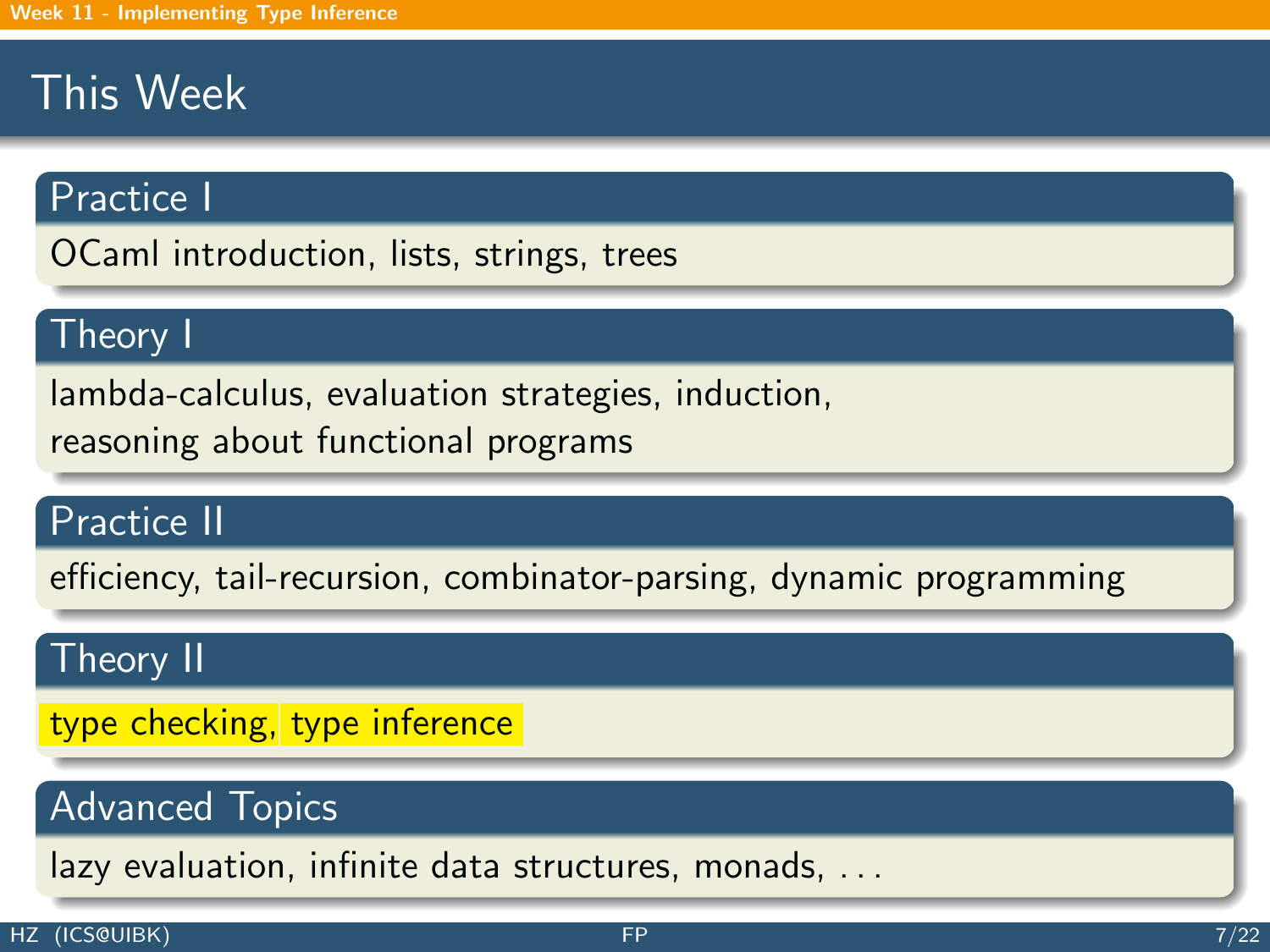# This Week

## Practice I

OCaml introduction, lists, strings, trees

## Theory I

lambda-calculus, evaluation strategies, induction,
reasoning about functional programs

## Practice II

efficiency, tail-recursion, combinator-parsing, dynamic programming

## Theory II

type checking, type inference

## Advanced Topics

lazy evaluation, infinite data structures, monads, . . .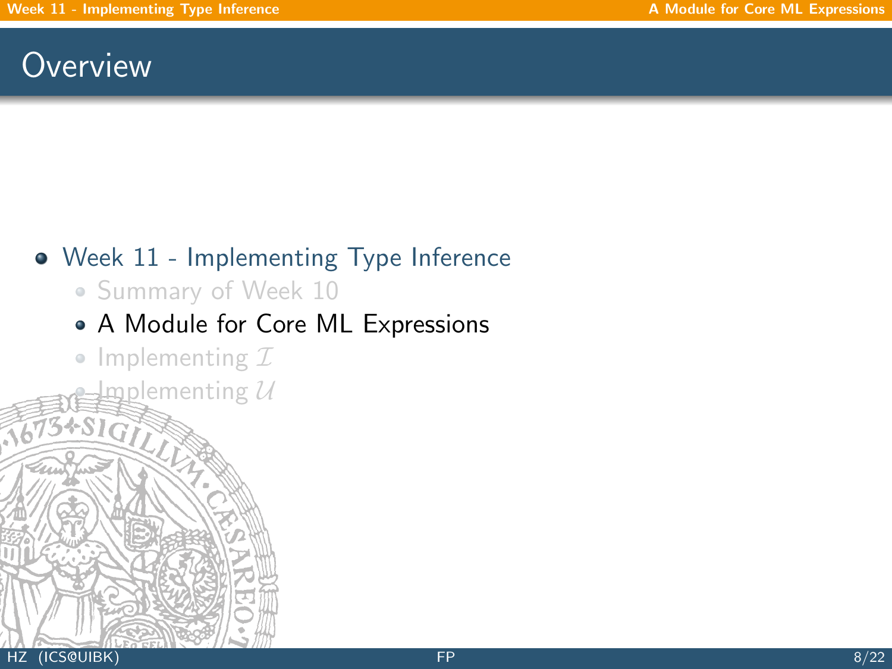# Overview

- Week 11 - Implementing Type Inference
  - Summary of Week 10
  - A Module for Core ML Expressions
  - Implementing $\mathcal{I}$
  - Implementing $\mathcal{U}$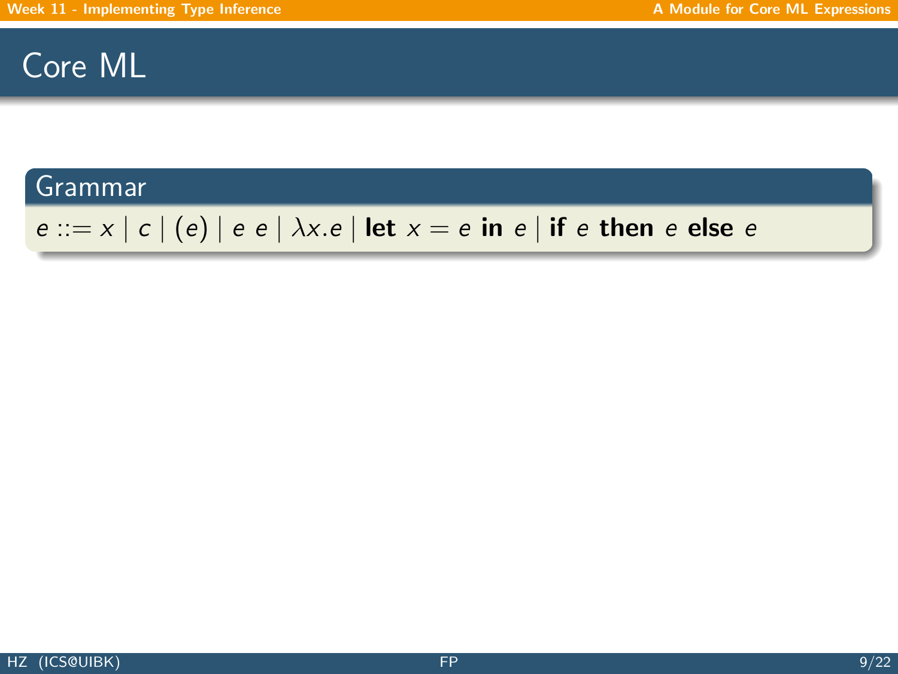# Core ML

## Grammar

$$e ::= x \mid c \mid (e) \mid e\ e \mid \lambda x.e \mid \textbf{let}\ x = e\ \textbf{in}\ e \mid \textbf{if}\ e\ \textbf{then}\ e\ \textbf{else}\ e$$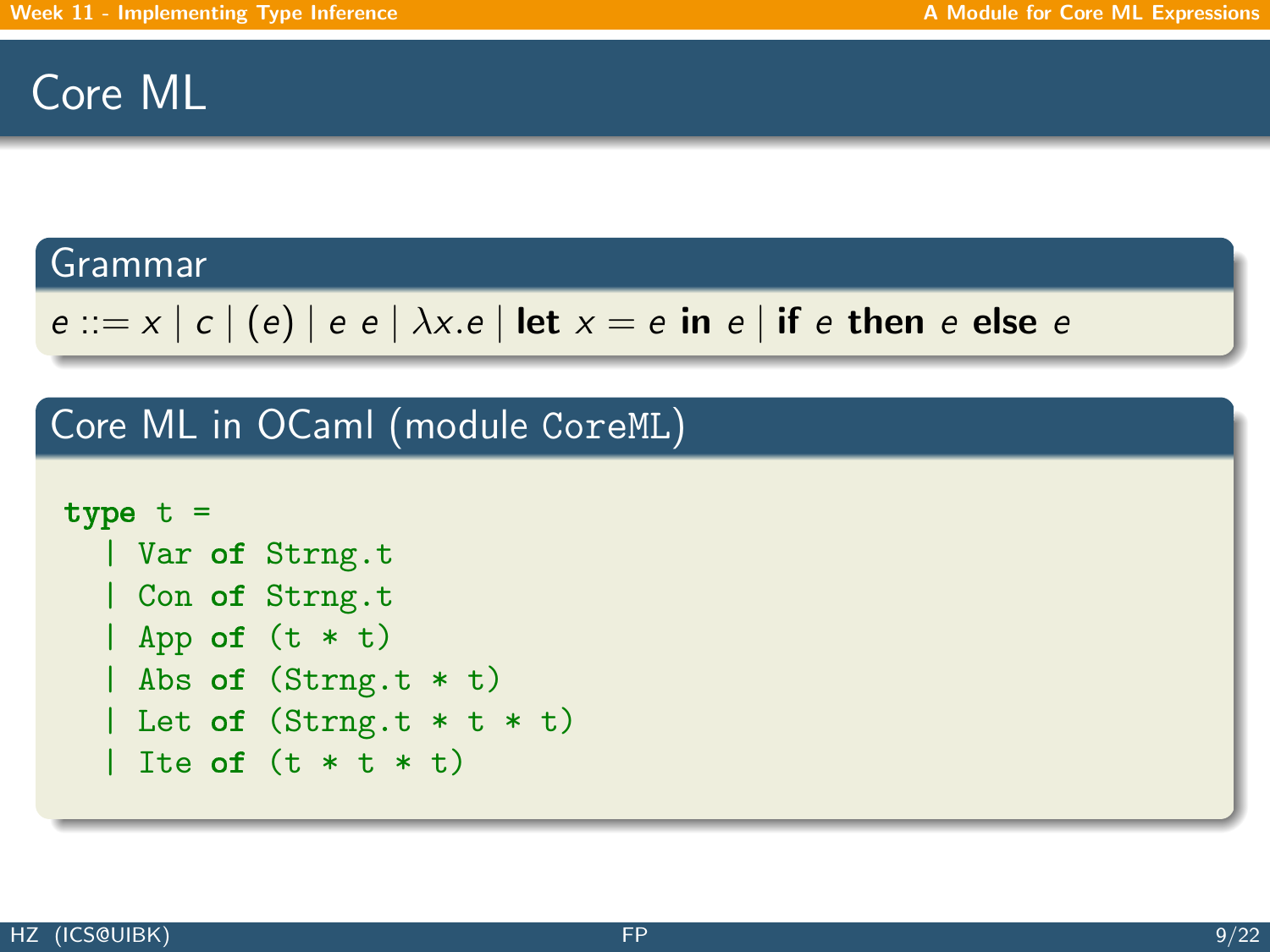# Core ML

## Grammar

$$e ::= x \mid c \mid (e) \mid e\ e \mid \lambda x.e \mid \textbf{let}\ x = e\ \textbf{in}\ e \mid \textbf{if}\ e\ \textbf{then}\ e\ \textbf{else}\ e$$

## Core ML in OCaml (module `CoreML`)

```
type t =
  | Var of Strng.t
  | Con of Strng.t
  | App of (t * t)
  | Abs of (Strng.t * t)
  | Let of (Strng.t * t * t)
  | Ite of (t * t * t)
```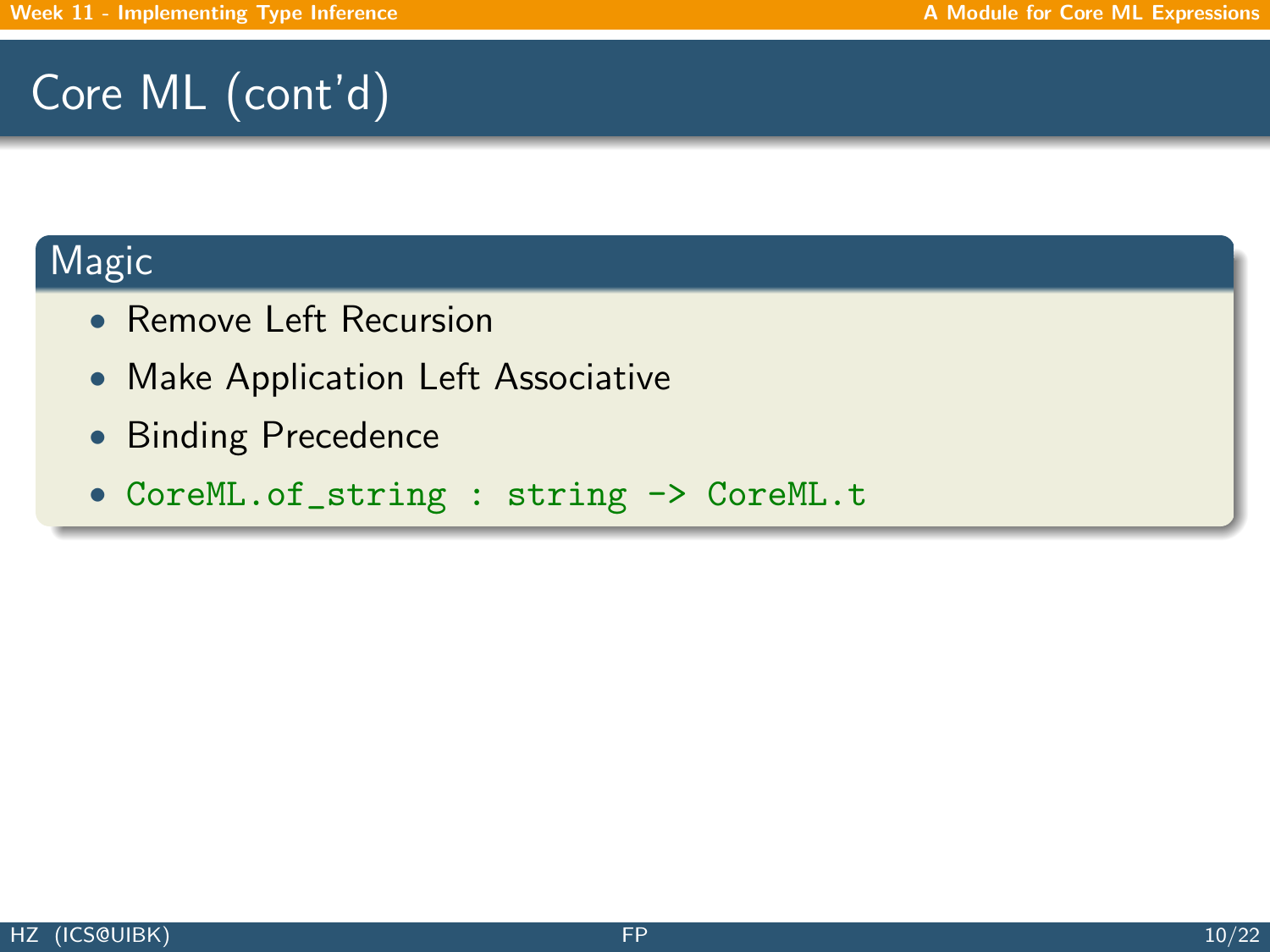# Core ML (cont'd)

## Magic

- Remove Left Recursion
- Make Application Left Associative
- Binding Precedence
- `CoreML.of_string : string -> CoreML.t`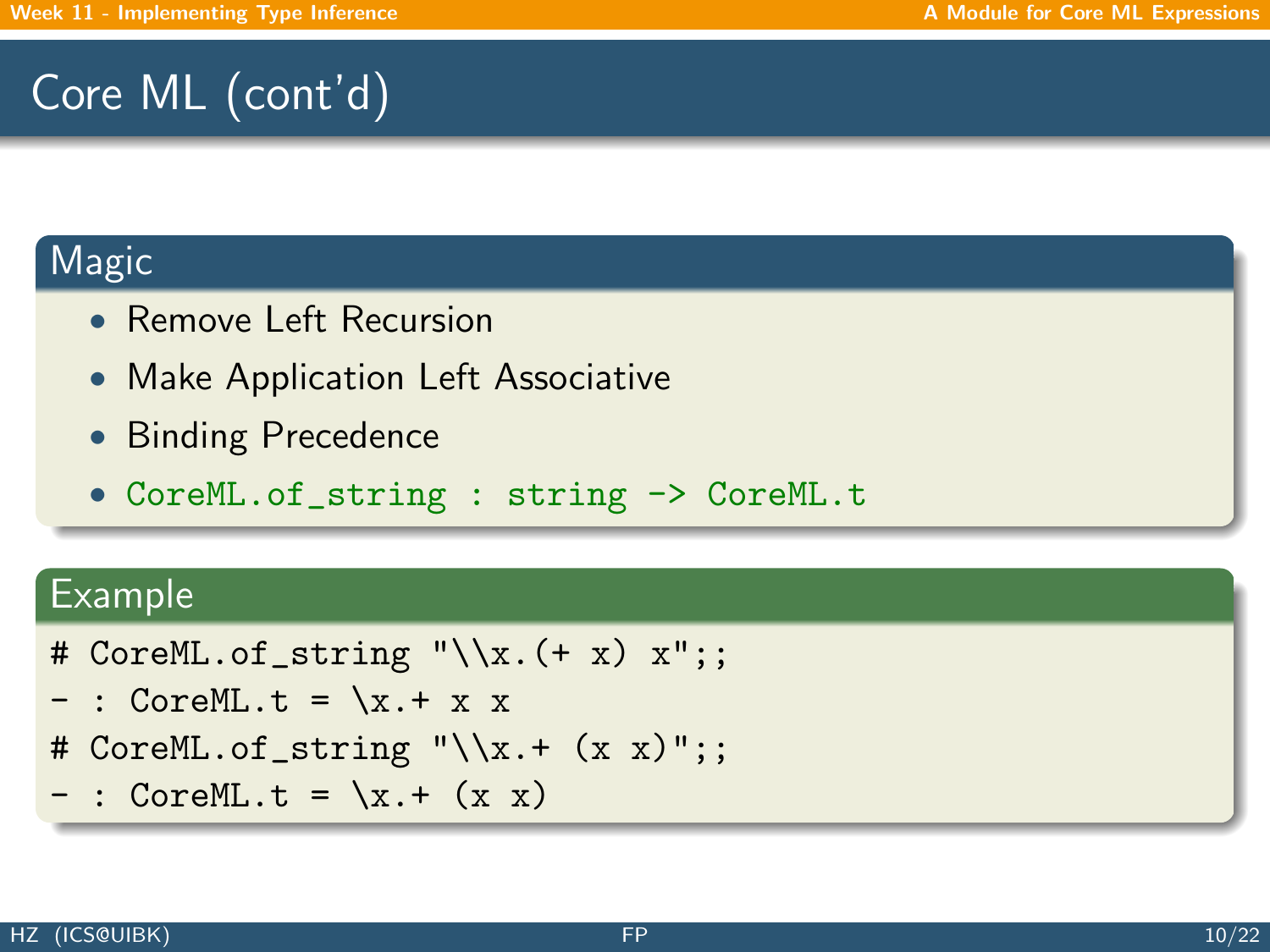# Core ML (cont'd)

## Magic

- Remove Left Recursion
- Make Application Left Associative
- Binding Precedence
- `CoreML.of_string : string -> CoreML.t`

## Example

```
# CoreML.of_string "\\x.(+ x) x";;
- : CoreML.t = \x.+ x x
# CoreML.of_string "\\x.+ (x x)";;
- : CoreML.t = \x.+ (x x)
```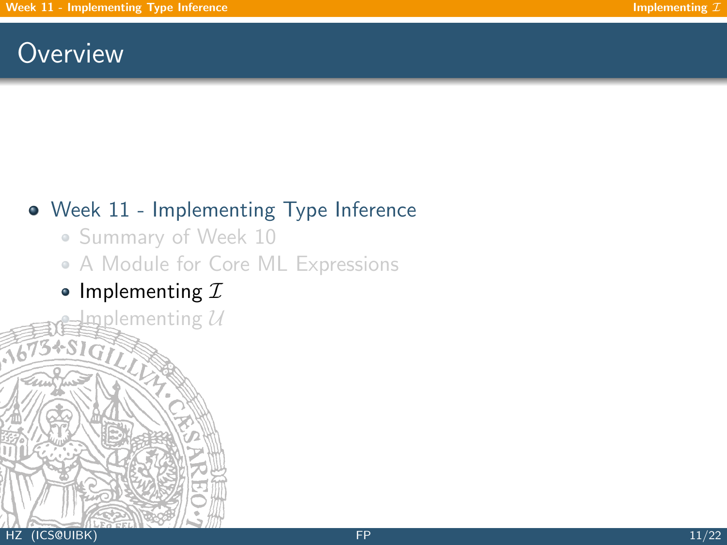# Overview

- Week 11 - Implementing Type Inference
  - Summary of Week 10
  - A Module for Core ML Expressions
  - Implementing $\mathcal{I}$
  - Implementing $\mathcal{U}$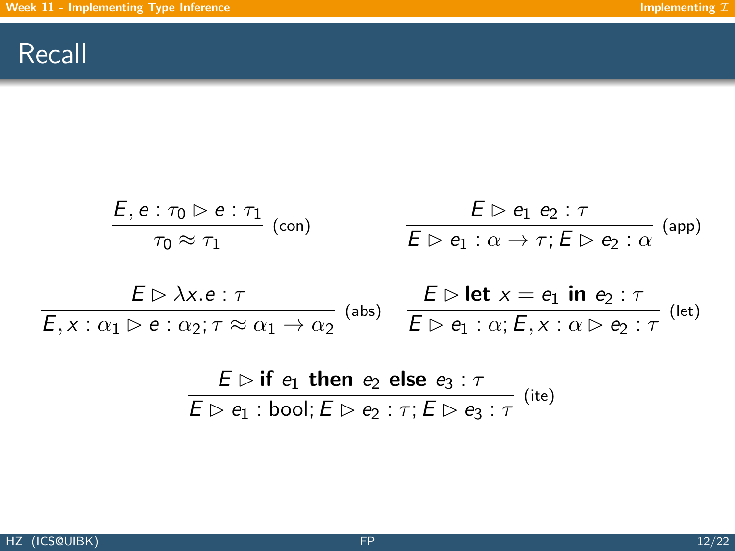# Recall

$$\frac{E, e : \tau_0 \rhd e : \tau_1}{\tau_0 \approx \tau_1} \text{ (con)}$$

$$\frac{E \rhd e_1 \ e_2 : \tau}{E \rhd e_1 : \alpha \to \tau ; E \rhd e_2 : \alpha} \text{ (app)}$$

$$\frac{E \rhd \lambda x.e : \tau}{E, x : \alpha_1 \rhd e : \alpha_2 ; \tau \approx \alpha_1 \to \alpha_2} \text{ (abs)}$$

$$\frac{E \rhd \textbf{let } x = e_1 \textbf{ in } e_2 : \tau}{E \rhd e_1 : \alpha ; E, x : \alpha \rhd e_2 : \tau} \text{ (let)}$$

$$\frac{E \rhd \textbf{if } e_1 \textbf{ then } e_2 \textbf{ else } e_3 : \tau}{E \rhd e_1 : \text{bool} ; E \rhd e_2 : \tau ; E \rhd e_3 : \tau} \text{ (ite)}$$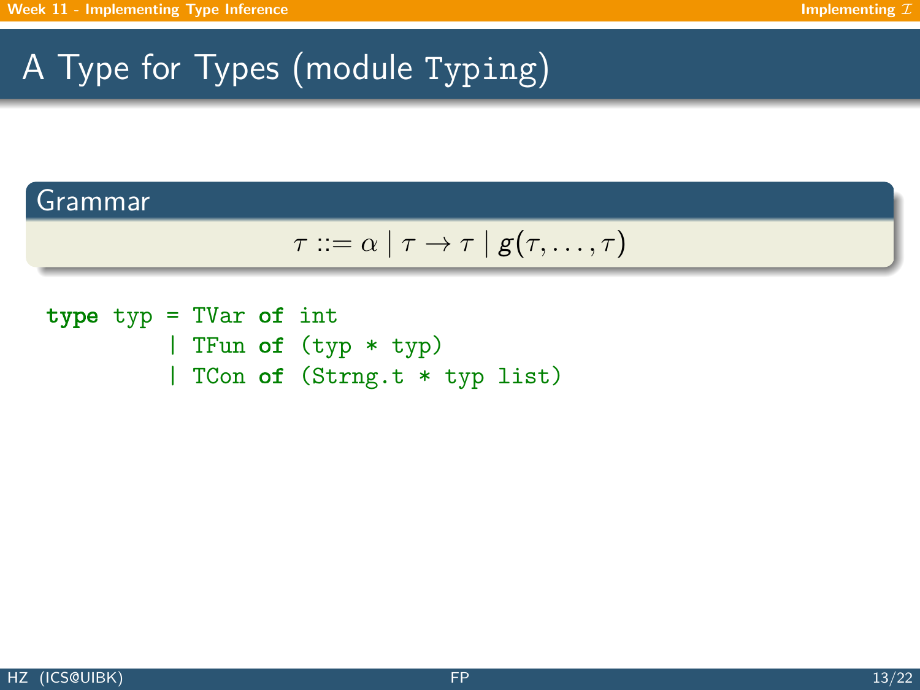# A Type for Types (module Typing)

## Grammar

$$\tau ::= \alpha \mid \tau \to \tau \mid g(\tau, \ldots, \tau)$$

```
type typ = TVar of int
         | TFun of (typ * typ)
         | TCon of (Strng.t * typ list)
```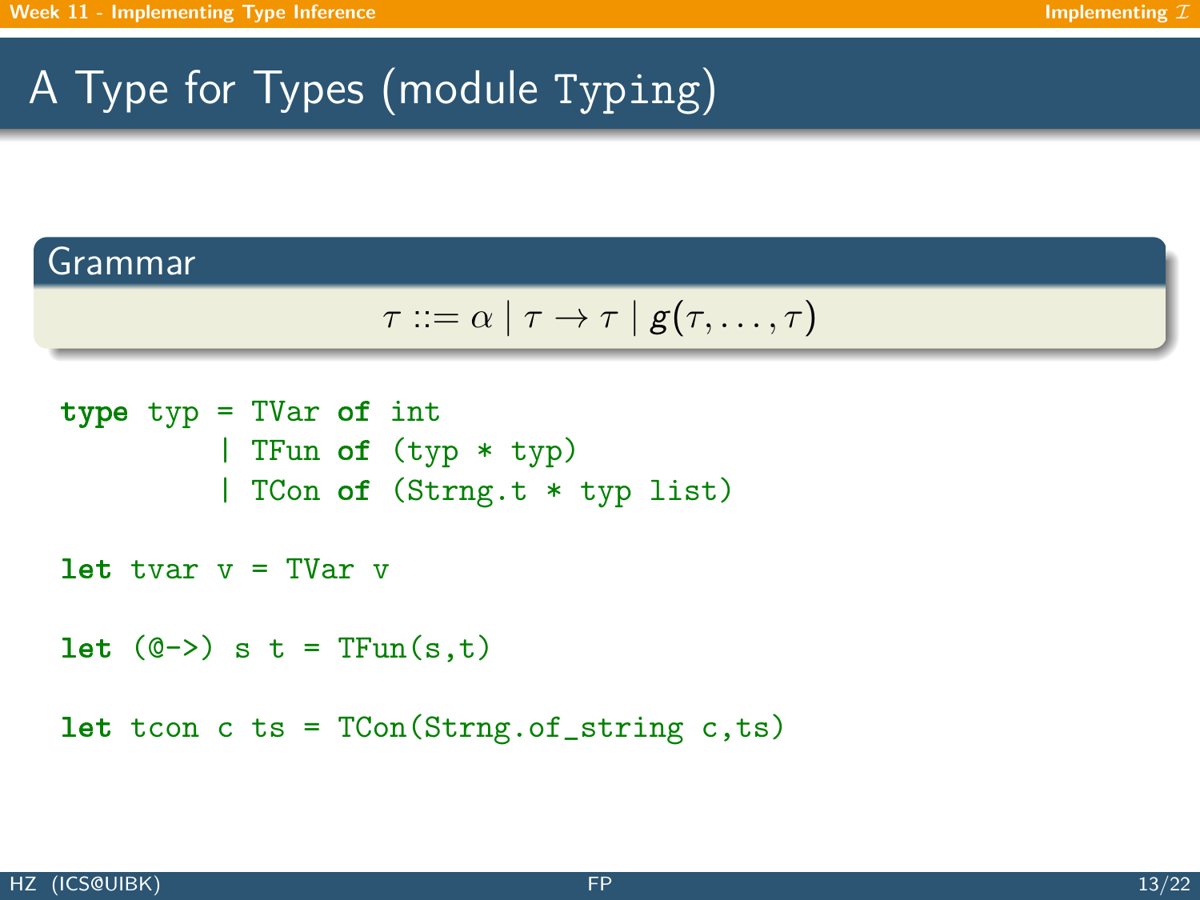# A Type for Types (module Typing)

## Grammar

$$\tau ::= \alpha \mid \tau \to \tau \mid g(\tau, \ldots, \tau)$$

```
type typ = TVar of int
         | TFun of (typ * typ)
         | TCon of (Strng.t * typ list)

let tvar v = TVar v

let (@->) s t = TFun(s,t)

let tcon c ts = TCon(Strng.of_string c,ts)
```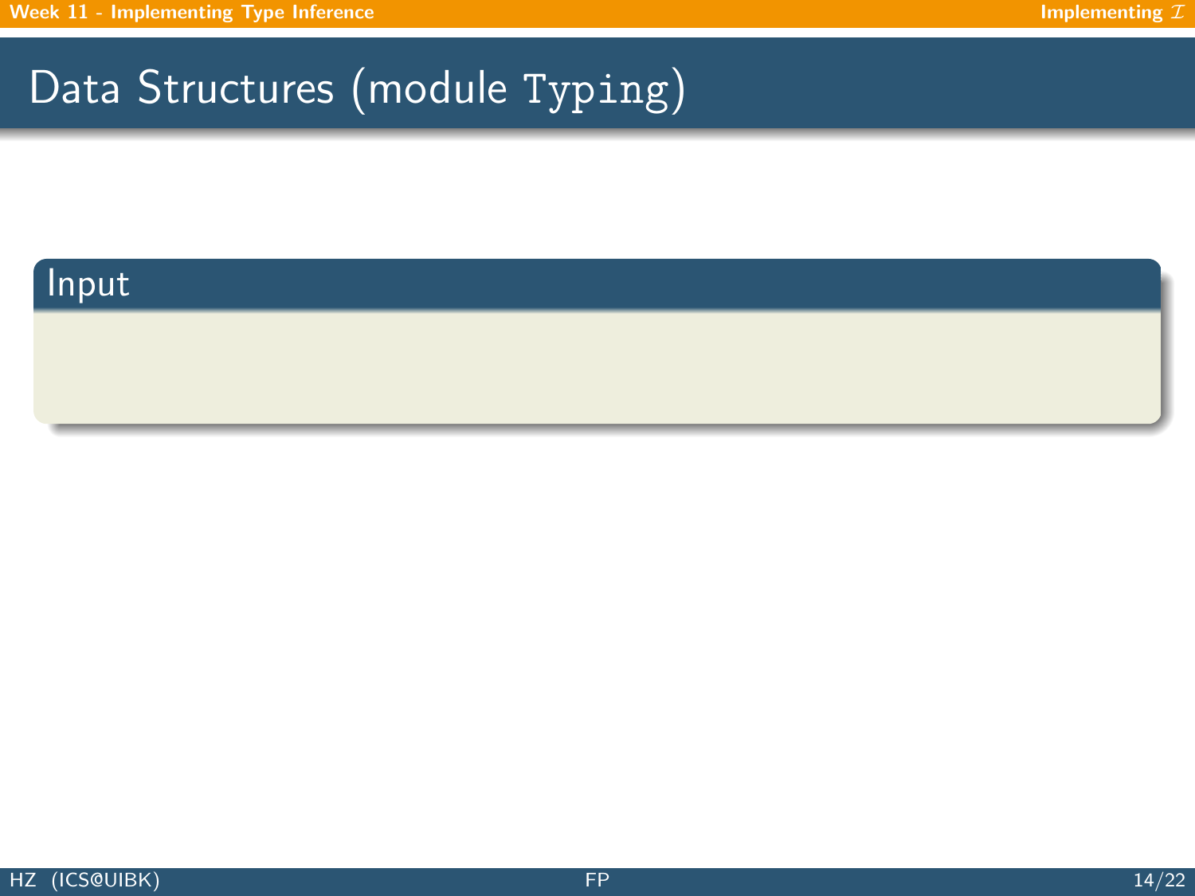# Data Structures (module `Typing`)

## Input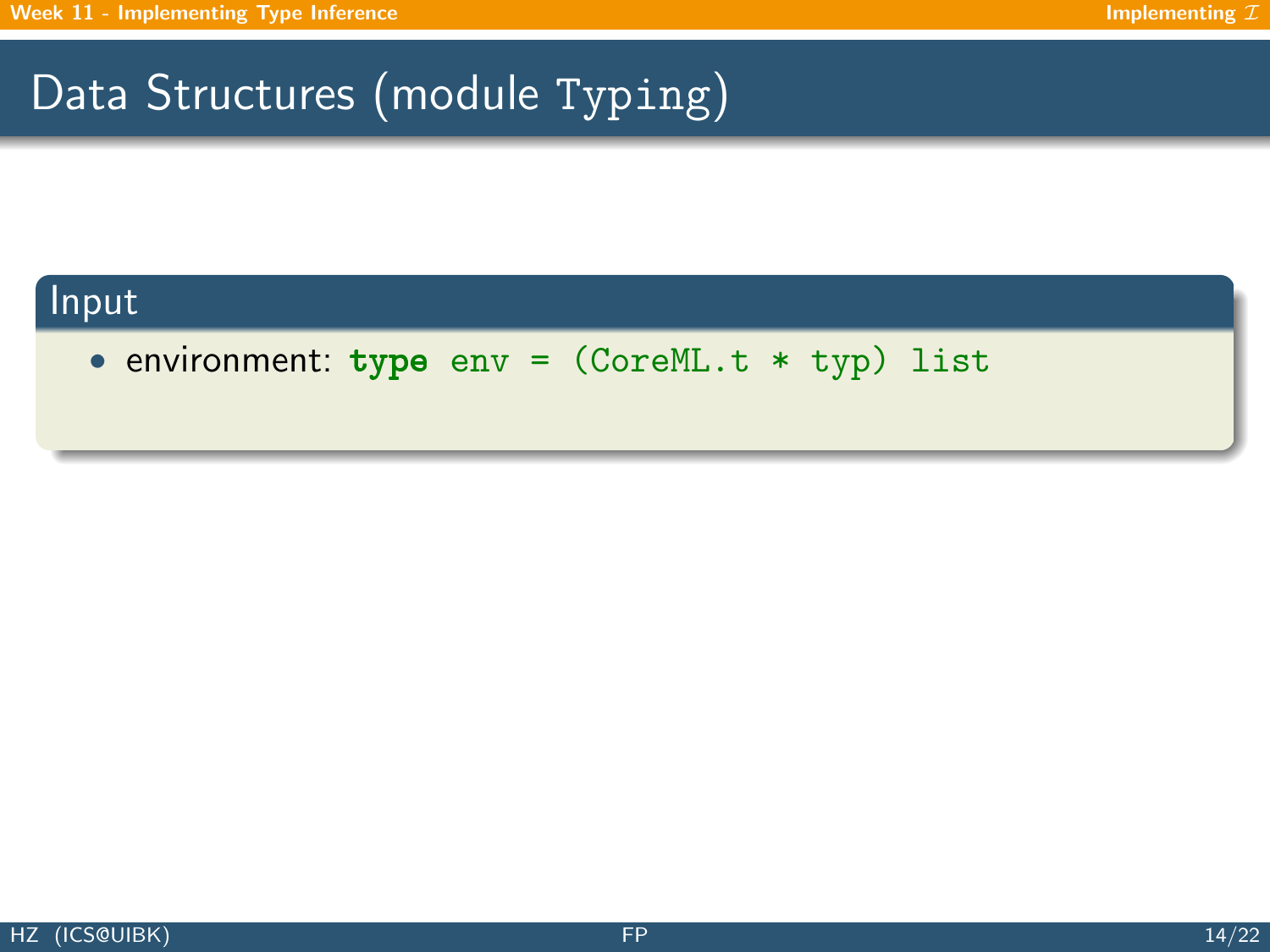# Data Structures (module Typing)

## Input

- environment: `type env = (CoreML.t * typ) list`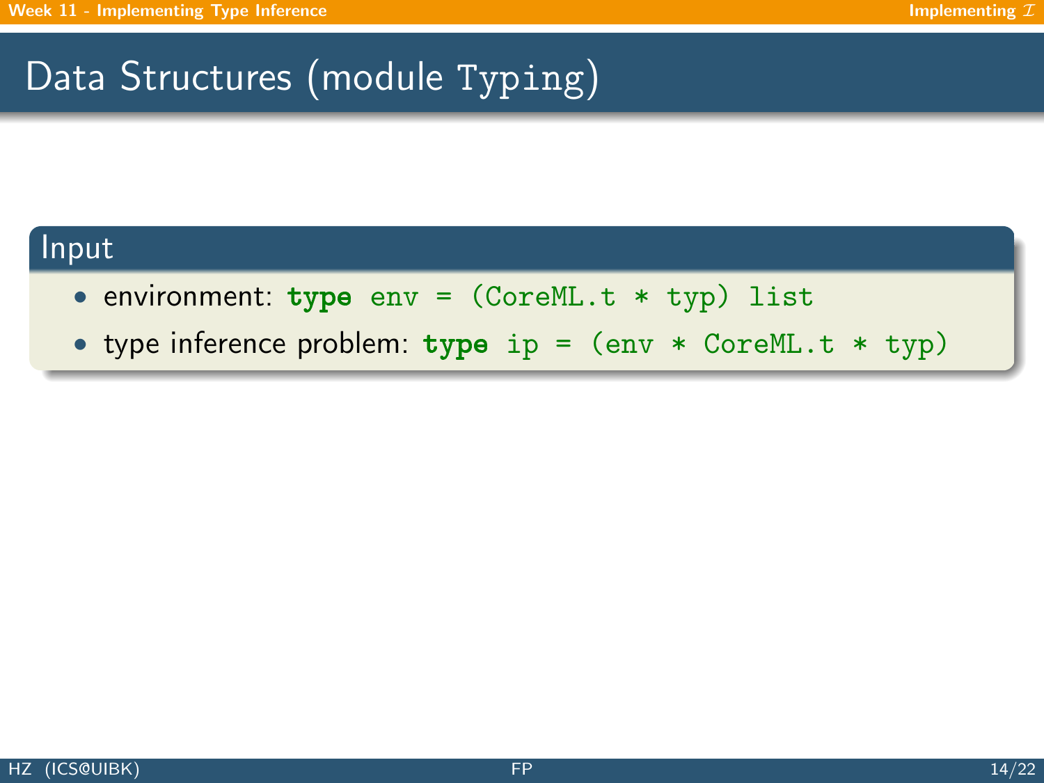# Data Structures (module Typing)

## Input

- environment: `type env = (CoreML.t * typ) list`
- type inference problem: `type ip = (env * CoreML.t * typ)`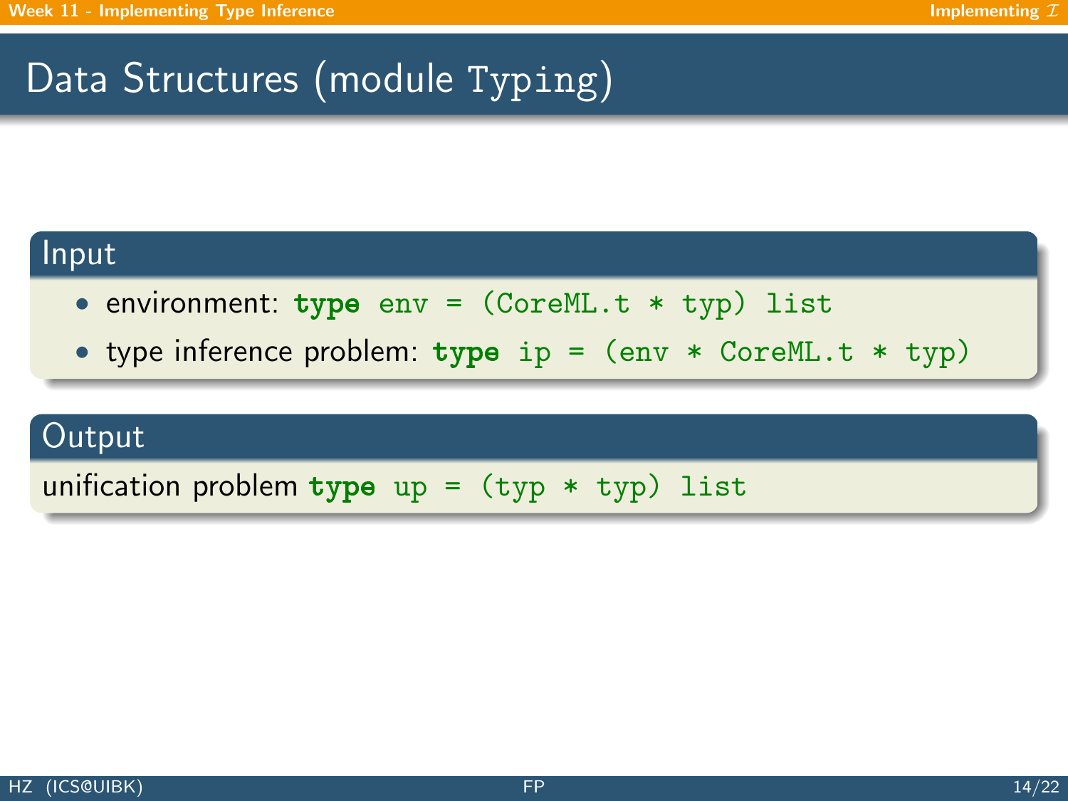# Data Structures (module Typing)

## Input

- environment: `type env = (CoreML.t * typ) list`
- type inference problem: `type ip = (env * CoreML.t * typ)`

## Output

unification problem `type up = (typ * typ) list`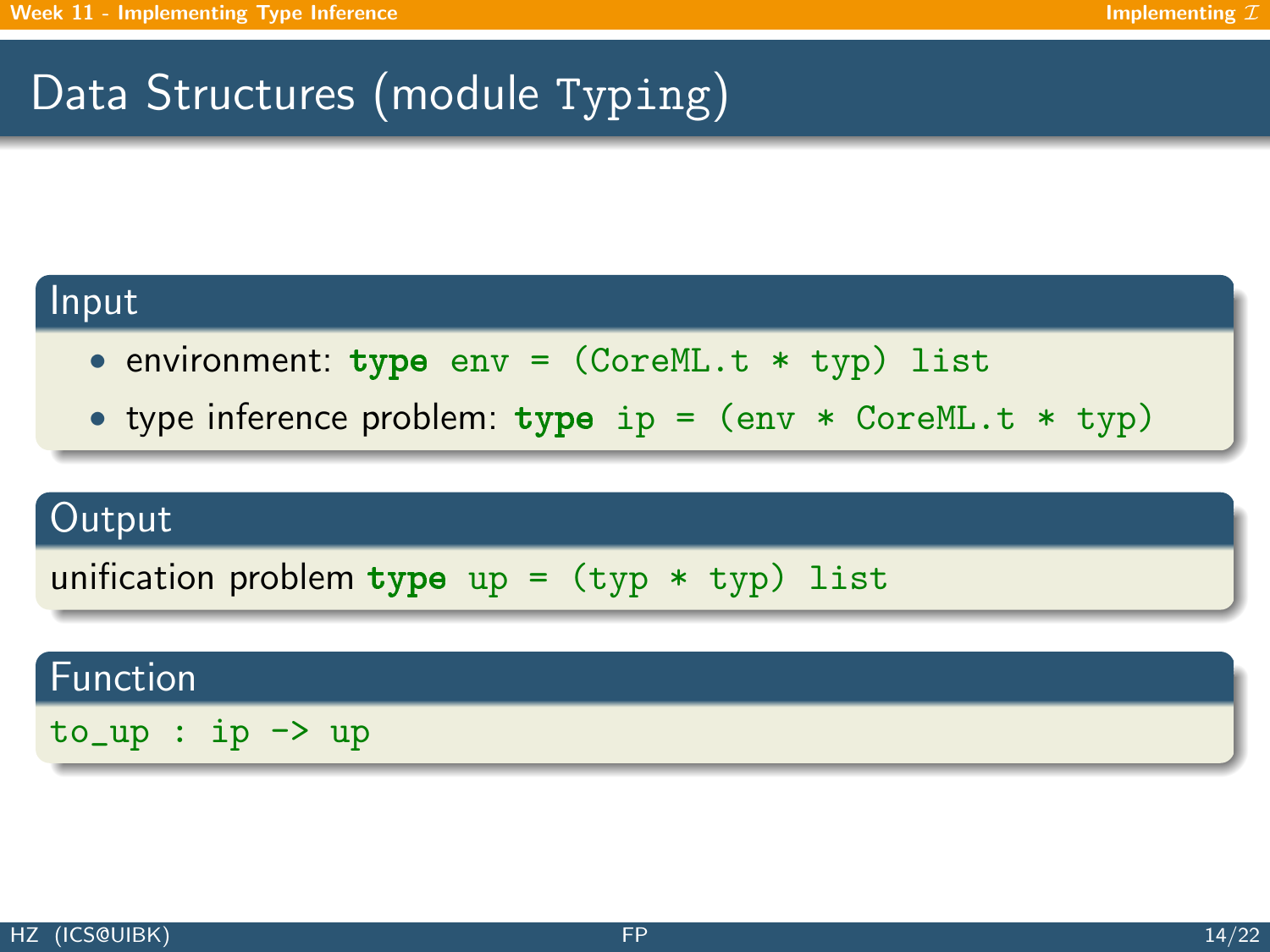# Data Structures (module Typing)

### Input

- environment: `type env = (CoreML.t * typ) list`
- type inference problem: `type ip = (env * CoreML.t * typ)`

### Output

unification problem `type up = (typ * typ) list`

### Function

```
to_up : ip -> up
```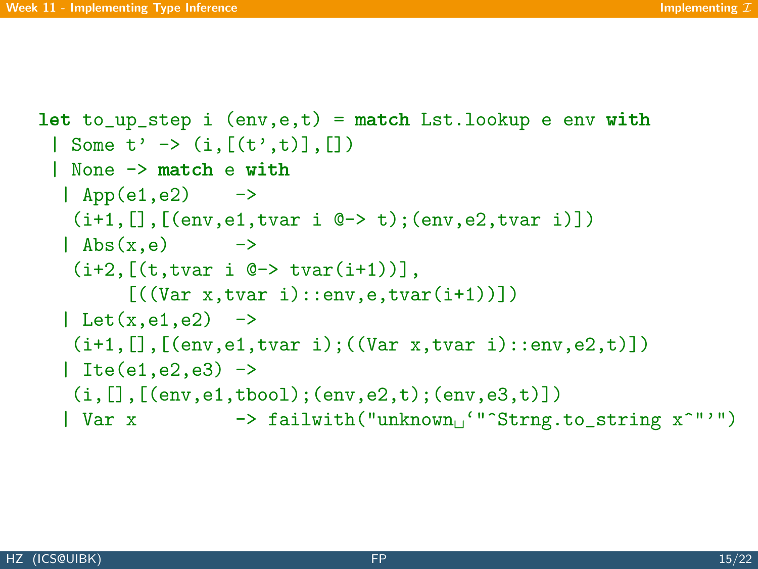```
let to_up_step i (env,e,t) = match Lst.lookup e env with
 | Some t' -> (i,[(t',t)],[])
 | None -> match e with
  | App(e1,e2)    ->
   (i+1,[],[(env,e1,tvar i @-> t);(env,e2,tvar i)])
  | Abs(x,e)      ->
   (i+2,[(t,tvar i @-> tvar(i+1))],
        [((Var x,tvar i)::env,e,tvar(i+1))])
  | Let(x,e1,e2)  ->
   (i+1,[],[(env,e1,tvar i);((Var x,tvar i)::env,e2,t)])
  | Ite(e1,e2,e3) ->
   (i,[],[(env,e1,tbool);(env,e2,t);(env,e3,t)])
  | Var x         -> failwith("unknown `"^Strng.to_string x^"'")
```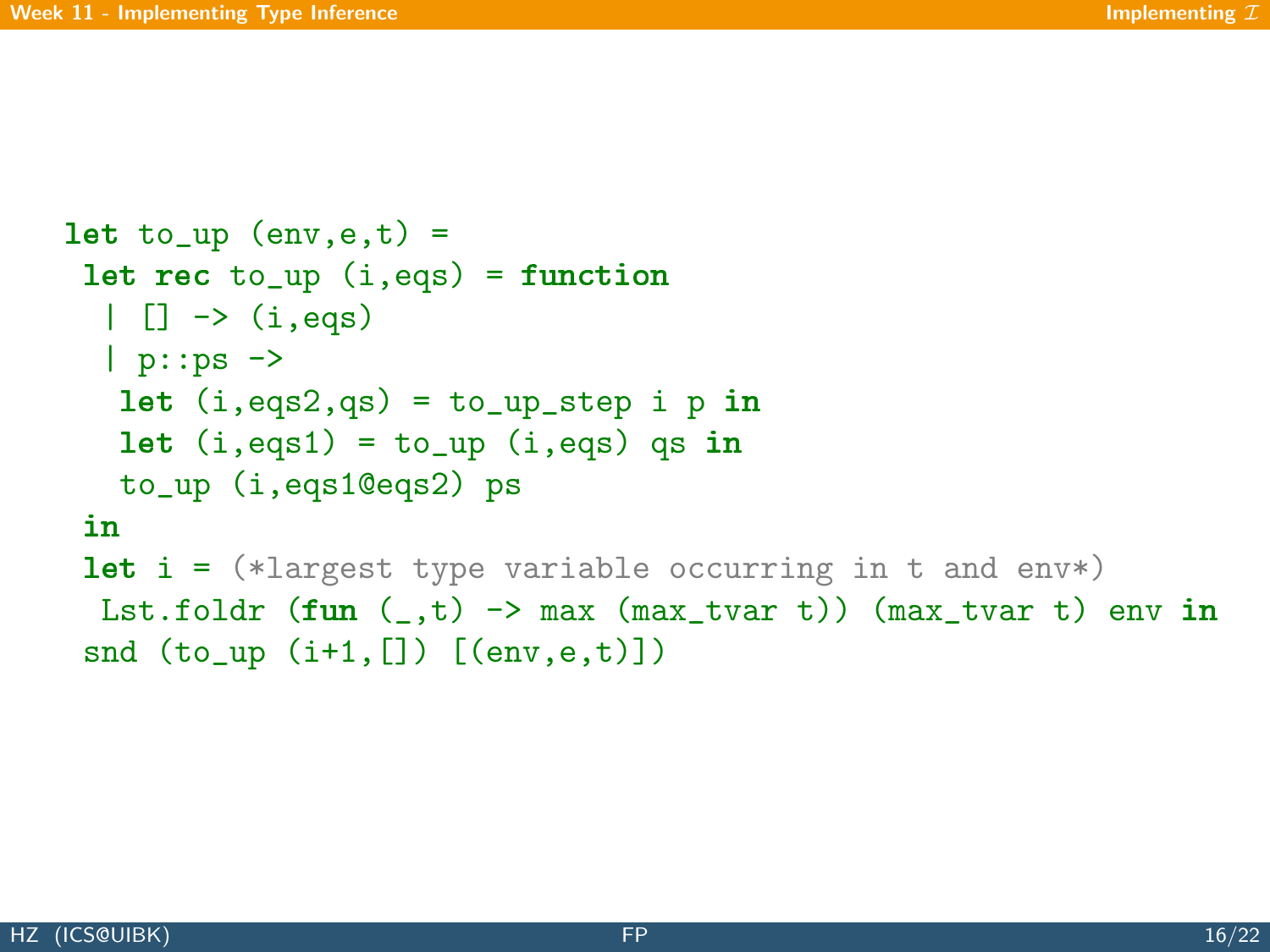```
let to_up (env,e,t) =
 let rec to_up (i,eqs) = function
  | [] -> (i,eqs)
  | p::ps ->
   let (i,eqs2,qs) = to_up_step i p in
   let (i,eqs1) = to_up (i,eqs) qs in
   to_up (i,eqs1@eqs2) ps
 in
 let i = (*largest type variable occurring in t and env*)
  Lst.foldr (fun (_,t) -> max (max_tvar t)) (max_tvar t) env in
 snd (to_up (i+1,[]) [(env,e,t)])
```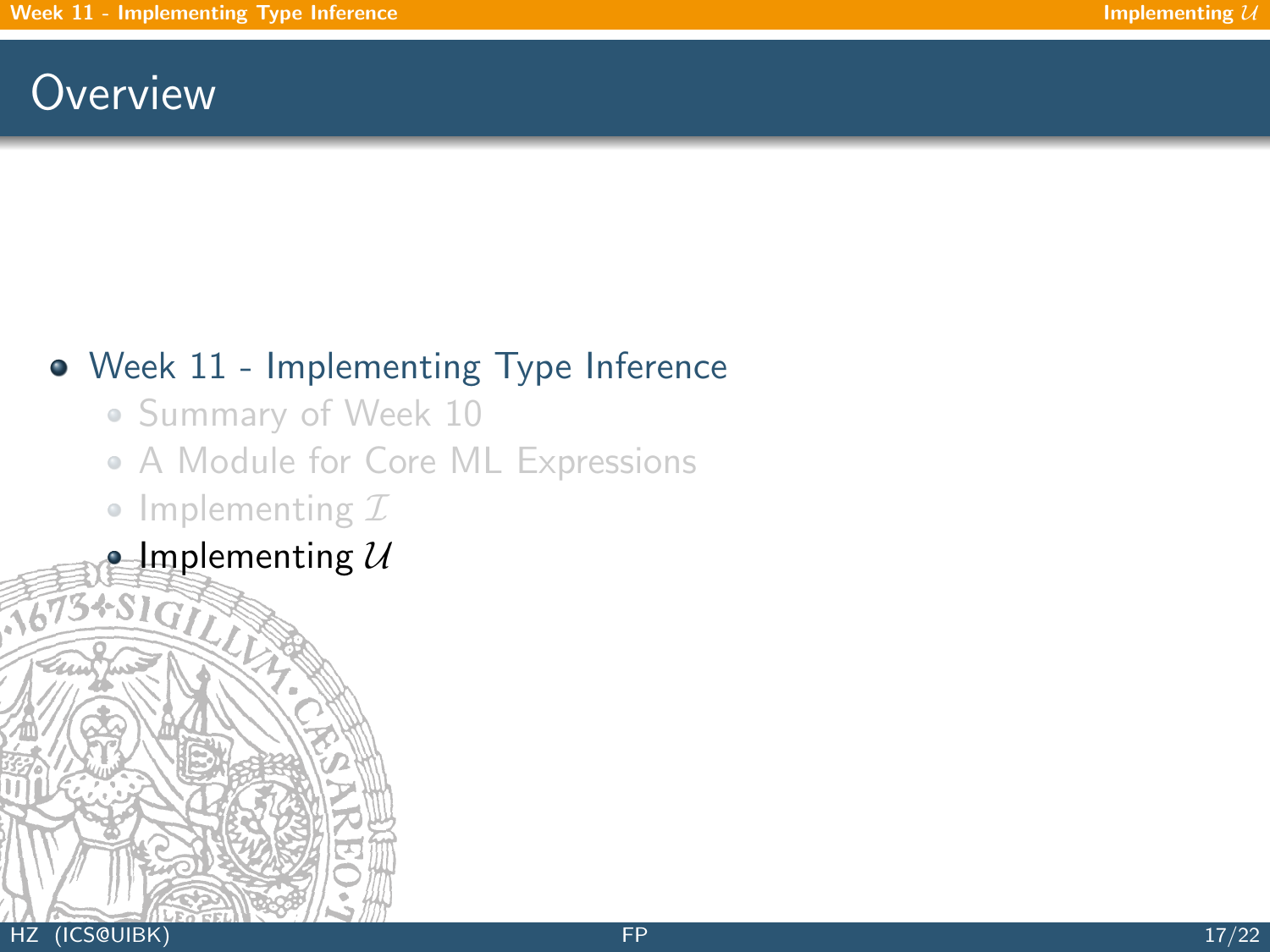# Overview

- Week 11 - Implementing Type Inference
  - Summary of Week 10
  - A Module for Core ML Expressions
  - Implementing $\mathcal{I}$
  - Implementing $\mathcal{U}$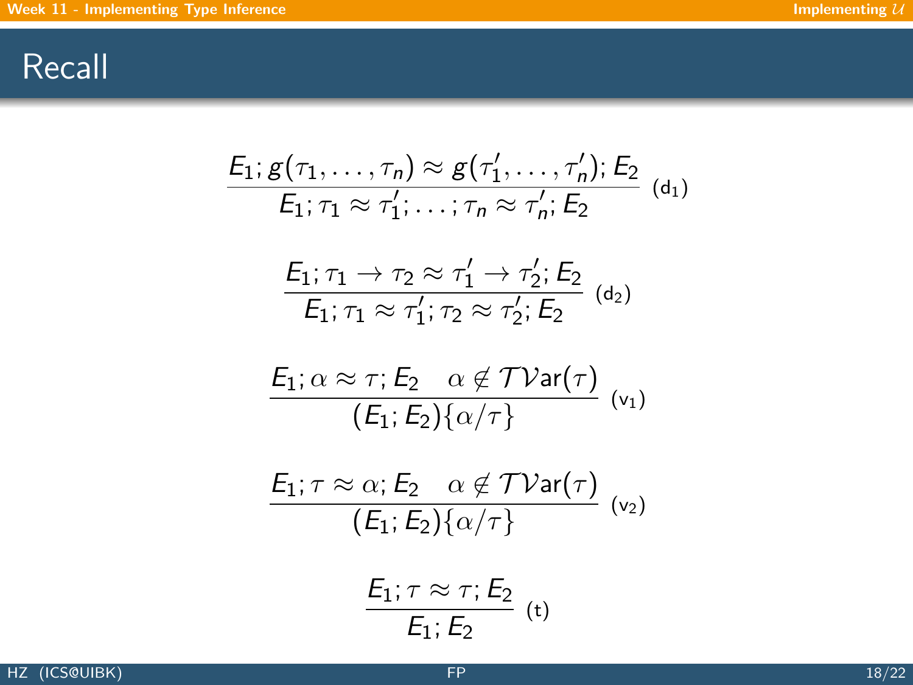# Recall

$$\frac{E_1; g(\tau_1, \ldots, \tau_n) \approx g(\tau_1', \ldots, \tau_n'); E_2}{E_1; \tau_1 \approx \tau_1'; \ldots; \tau_n \approx \tau_n'; E_2} \;(\mathsf{d}_1)$$

$$\frac{E_1; \tau_1 \to \tau_2 \approx \tau_1' \to \tau_2'; E_2}{E_1; \tau_1 \approx \tau_1'; \tau_2 \approx \tau_2'; E_2} \;(\mathsf{d}_2)$$

$$\frac{E_1; \alpha \approx \tau; E_2 \quad \alpha \notin \mathcal{TV}\mathsf{ar}(\tau)}{(E_1; E_2)\{\alpha/\tau\}} \;(\mathsf{v}_1)$$

$$\frac{E_1; \tau \approx \alpha; E_2 \quad \alpha \notin \mathcal{TV}\mathsf{ar}(\tau)}{(E_1; E_2)\{\alpha/\tau\}} \;(\mathsf{v}_2)$$

$$\frac{E_1; \tau \approx \tau; E_2}{E_1; E_2} \;(\mathsf{t})$$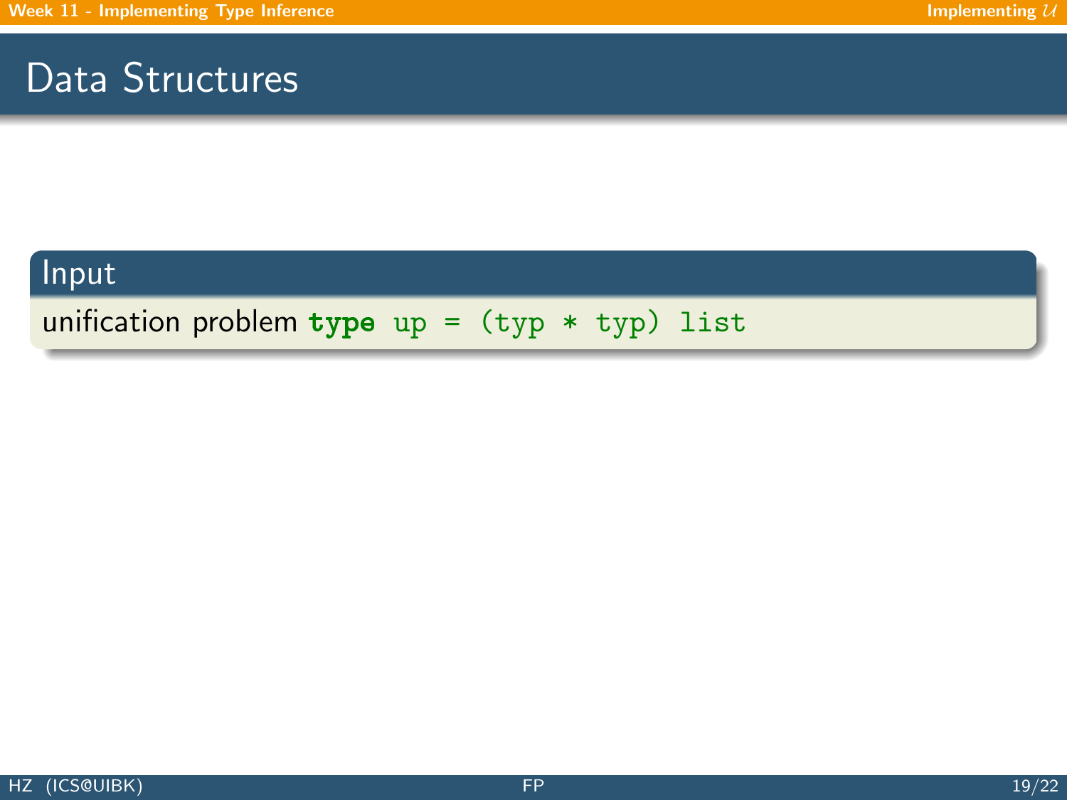# Data Structures

## Input

unification problem `type up = (typ * typ) list`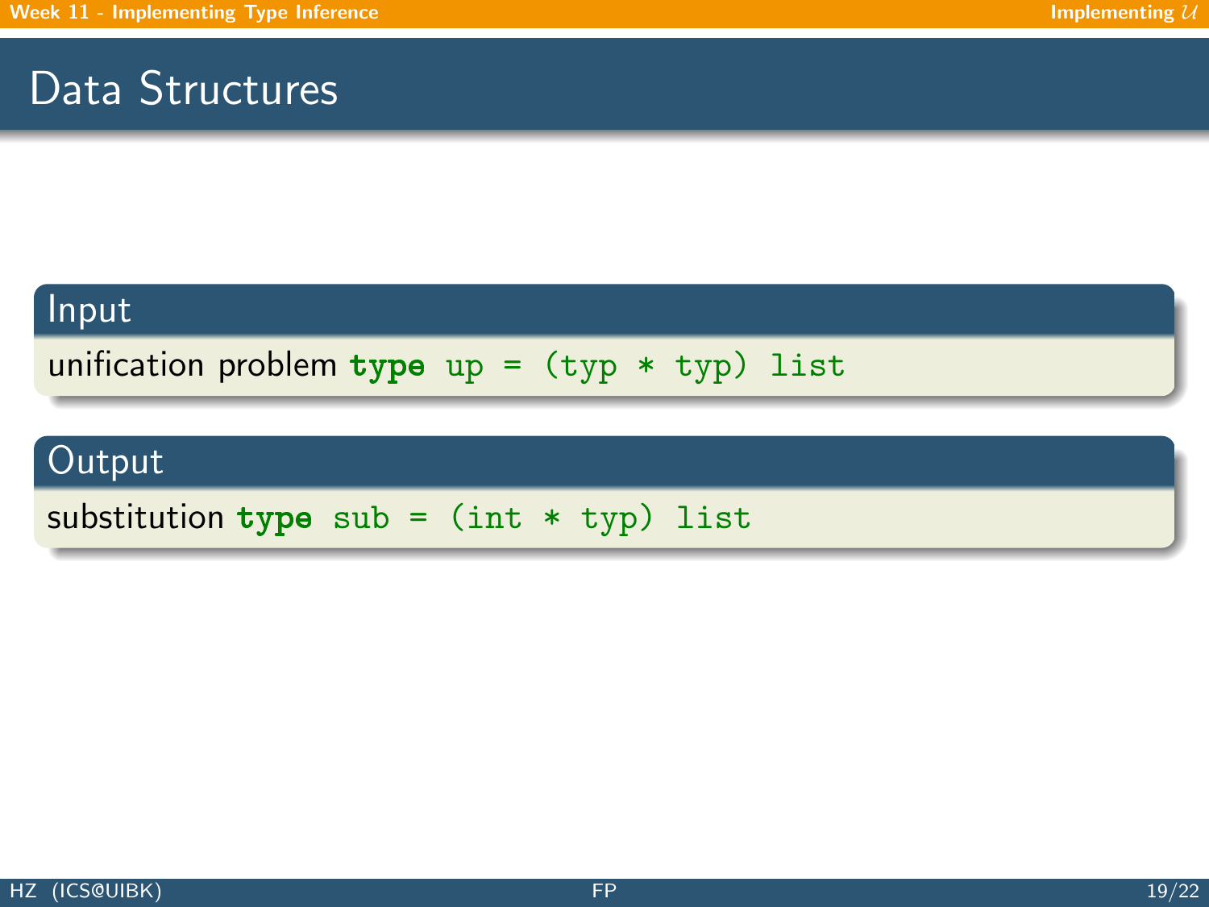# Data Structures

### Input

unification problem `type up = (typ * typ) list`

### Output

substitution `type sub = (int * typ) list`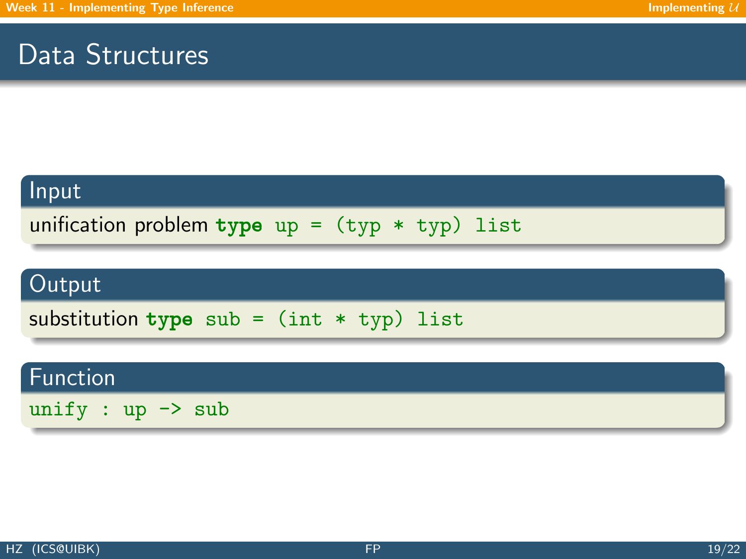# Data Structures

### Input

unification problem `type up = (typ * typ) list`

### Output

substitution `type sub = (int * typ) list`

### Function

```
unify : up -> sub
```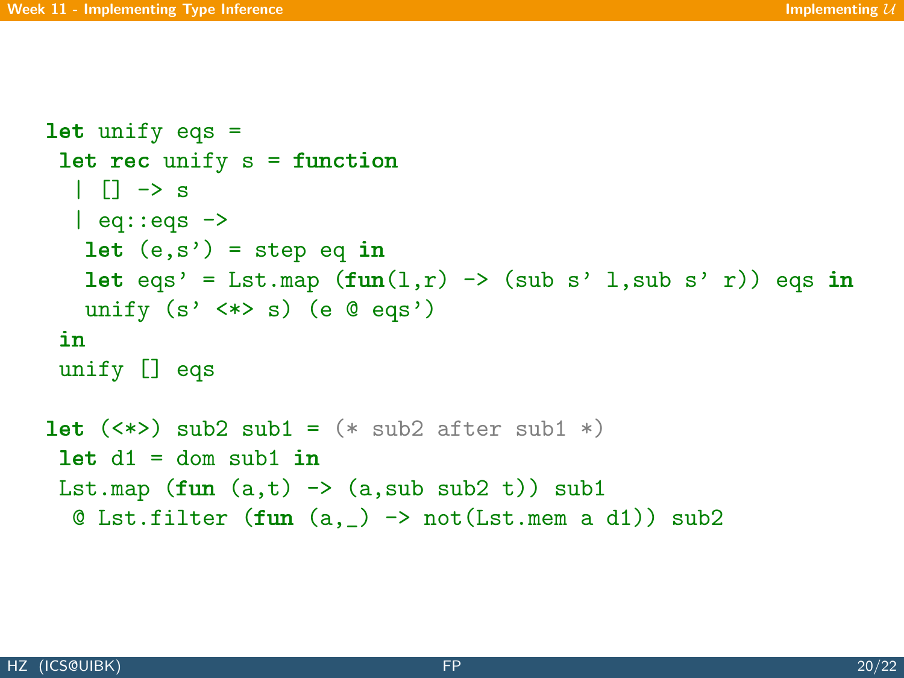```
let unify eqs =
 let rec unify s = function
  | [] -> s
  | eq::eqs ->
   let (e,s') = step eq in
   let eqs' = Lst.map (fun(l,r) -> (sub s' l,sub s' r)) eqs in
   unify (s' <*> s) (e @ eqs')
 in
 unify [] eqs

let (<*>) sub2 sub1 = (* sub2 after sub1 *)
 let d1 = dom sub1 in
 Lst.map (fun (a,t) -> (a,sub sub2 t)) sub1
  @ Lst.filter (fun (a,_) -> not(Lst.mem a d1)) sub2
```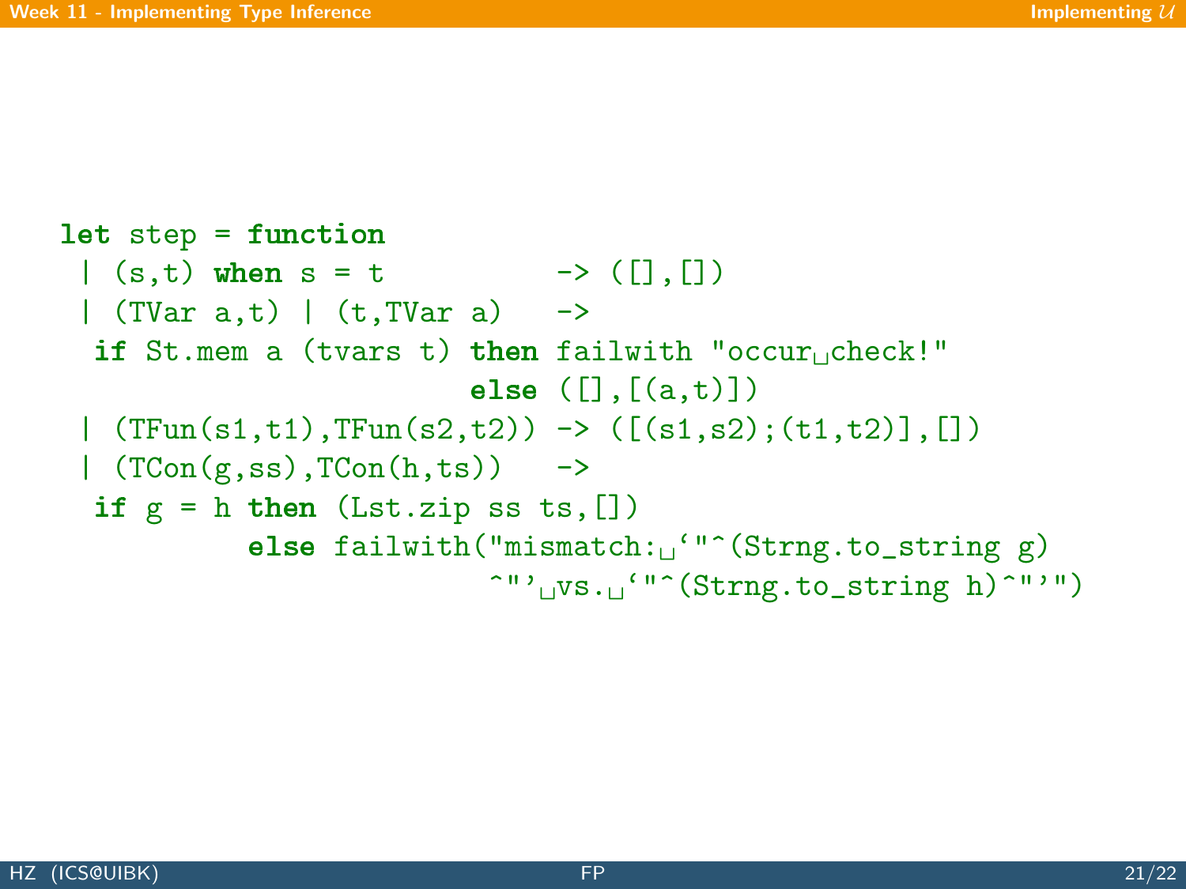```
let step = function
 | (s,t) when s = t          -> ([],[])
 | (TVar a,t) | (t,TVar a)   ->
  if St.mem a (tvars t) then failwith "occur check!"
                         else ([],[(a,t)])
 | (TFun(s1,t1),TFun(s2,t2)) -> ([(s1,s2);(t1,t2)],[])
 | (TCon(g,ss),TCon(h,ts))   ->
  if g = h then (Lst.zip ss ts,[])
           else failwith("mismatch: `"^(Strng.to_string g)
                         ^"' vs. `"^(Strng.to_string h)^"'")
```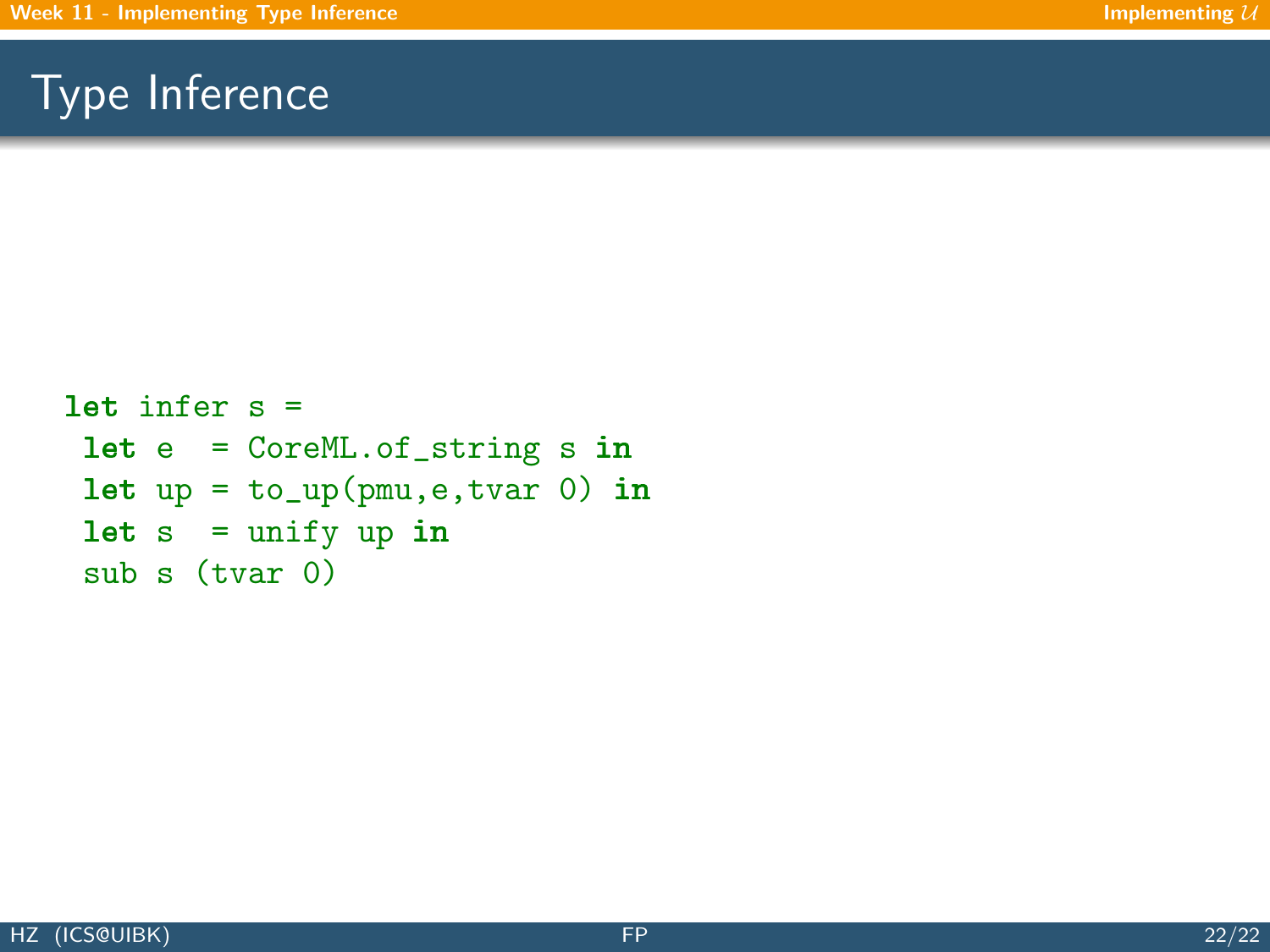# Type Inference

```
let infer s =
 let e  = CoreML.of_string s in
 let up = to_up(pmu,e,tvar 0) in
 let s  = unify up in
 sub s (tvar 0)
```